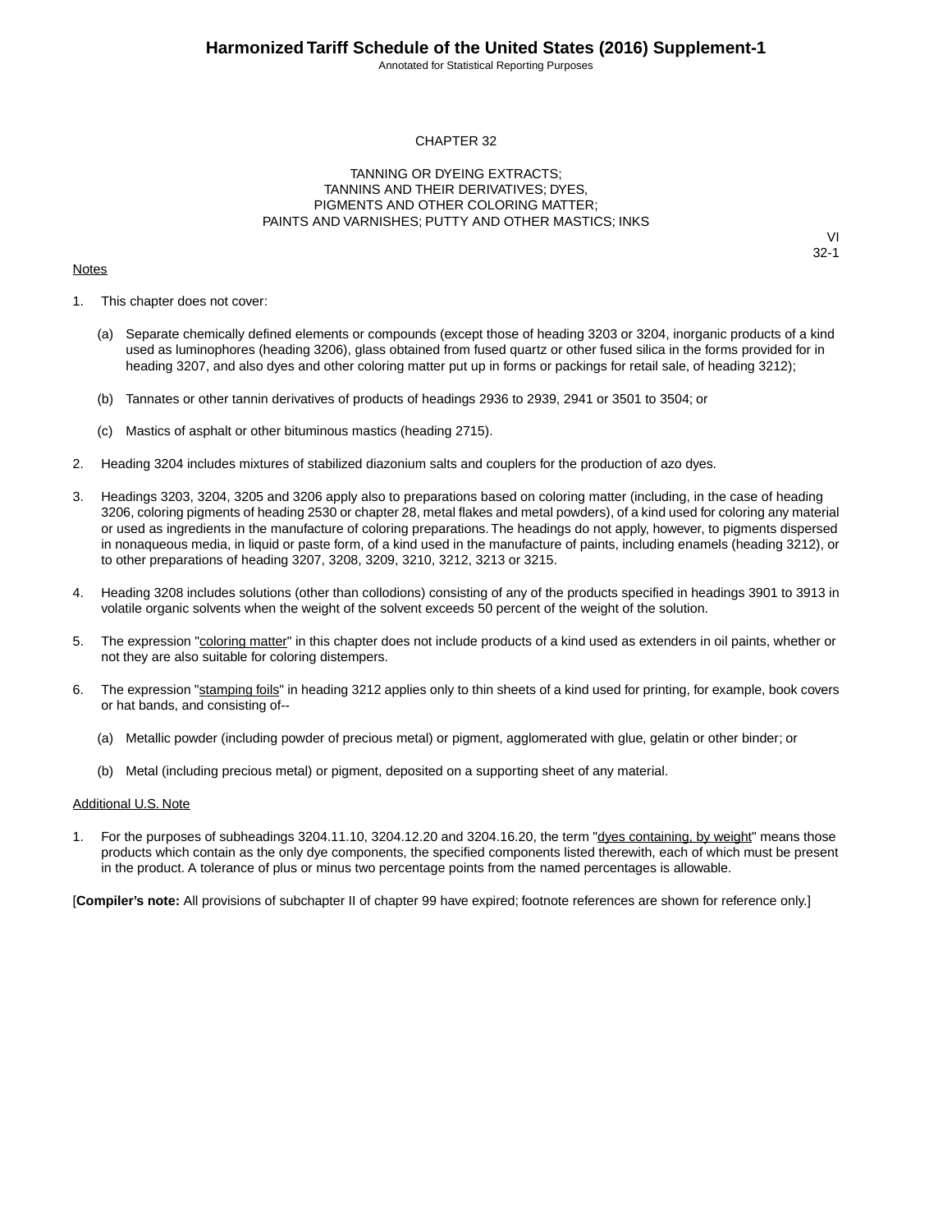## CHAPTER 32

## TANNING OR DYEING EXTRACTS; TANNINS AND THEIR DERIVATIVES; DYES, PIGMENTS AND OTHER COLORING MATTER; PAINTS AND VARNISHES; PUTTY AND OTHER MASTICS; INKS

VI
32-1

Notes

1. This chapter does not cover:

   (a) Separate chemically defined elements or compounds (except those of heading 3203 or 3204, inorganic products of a kind used as luminophores (heading 3206), glass obtained from fused quartz or other fused silica in the forms provided for in heading 3207, and also dyes and other coloring matter put up in forms or packings for retail sale, of heading 3212);

   (b) Tannates or other tannin derivatives of products of headings 2936 to 2939, 2941 or 3501 to 3504; or

   (c) Mastics of asphalt or other bituminous mastics (heading 2715).

2. Heading 3204 includes mixtures of stabilized diazonium salts and couplers for the production of azo dyes.

3. Headings 3203, 3204, 3205 and 3206 apply also to preparations based on coloring matter (including, in the case of heading 3206, coloring pigments of heading 2530 or chapter 28, metal flakes and metal powders), of a kind used for coloring any material or used as ingredients in the manufacture of coloring preparations. The headings do not apply, however, to pigments dispersed in nonaqueous media, in liquid or paste form, of a kind used in the manufacture of paints, including enamels (heading 3212), or to other preparations of heading 3207, 3208, 3209, 3210, 3212, 3213 or 3215.

4. Heading 3208 includes solutions (other than collodions) consisting of any of the products specified in headings 3901 to 3913 in volatile organic solvents when the weight of the solvent exceeds 50 percent of the weight of the solution.

5. The expression "coloring matter" in this chapter does not include products of a kind used as extenders in oil paints, whether or not they are also suitable for coloring distempers.

6. The expression "stamping foils" in heading 3212 applies only to thin sheets of a kind used for printing, for example, book covers or hat bands, and consisting of--

   (a) Metallic powder (including powder of precious metal) or pigment, agglomerated with glue, gelatin or other binder; or

   (b) Metal (including precious metal) or pigment, deposited on a supporting sheet of any material.

Additional U.S. Note

1. For the purposes of subheadings 3204.11.10, 3204.12.20 and 3204.16.20, the term "dyes containing, by weight" means those products which contain as the only dye components, the specified components listed therewith, each of which must be present in the product. A tolerance of plus or minus two percentage points from the named percentages is allowable.

[**Compiler's note:** All provisions of subchapter II of chapter 99 have expired; footnote references are shown for reference only.]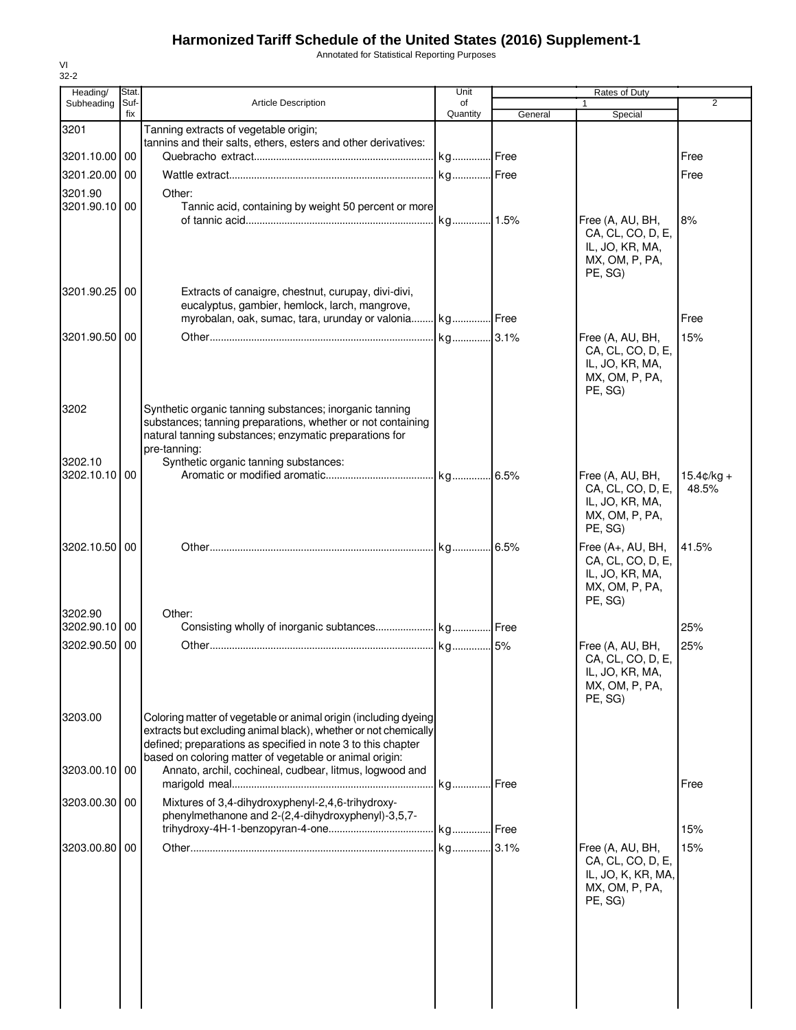# Harmonized Tariff Schedule of the United States (2016) Supplement-1

Annotated for Statistical Reporting Purposes

VI
32-2

| Heading/ Subheading | Stat. Suf-fix | Article Description | Unit of Quantity | Rates of Duty 1 General | Special | 2 |
|---|---|---|---|---|---|---|
| 3201 | | Tanning extracts of vegetable origin; tannins and their salts, ethers, esters and other derivatives: | | | | |
| 3201.10.00 | 00 | Quebracho extract | kg | Free | | Free |
| 3201.20.00 | 00 | Wattle extract | kg | Free | | Free |
| 3201.90 | | Other: | | | | |
| 3201.90.10 | 00 | Tannic acid, containing by weight 50 percent or more of tannic acid | kg | 1.5% | Free (A, AU, BH, CA, CL, CO, D, E, IL, JO, KR, MA, MX, OM, P, PA, PE, SG) | 8% |
| 3201.90.25 | 00 | Extracts of canaigre, chestnut, curupay, divi-divi, eucalyptus, gambier, hemlock, larch, mangrove, myrobalan, oak, sumac, tara, urunday or valonia | kg | Free | | Free |
| 3201.90.50 | 00 | Other | kg | 3.1% | Free (A, AU, BH, CA, CL, CO, D, E, IL, JO, KR, MA, MX, OM, P, PA, PE, SG) | 15% |
| 3202 | | Synthetic organic tanning substances; inorganic tanning substances; tanning preparations, whether or not containing natural tanning substances; enzymatic preparations for pre-tanning: | | | | |
| 3202.10 | | Synthetic organic tanning substances: | | | | |
| 3202.10.10 | 00 | Aromatic or modified aromatic | kg | 6.5% | Free (A, AU, BH, CA, CL, CO, D, E, IL, JO, KR, MA, MX, OM, P, PA, PE, SG) | 15.4¢/kg + 48.5% |
| 3202.10.50 | 00 | Other | kg | 6.5% | Free (A+, AU, BH, CA, CL, CO, D, E, IL, JO, KR, MA, MX, OM, P, PA, PE, SG) | 41.5% |
| 3202.90 | | Other: | | | | |
| 3202.90.10 | 00 | Consisting wholly of inorganic subtances | kg | Free | | 25% |
| 3202.90.50 | 00 | Other | kg | 5% | Free (A, AU, BH, CA, CL, CO, D, E, IL, JO, KR, MA, MX, OM, P, PA, PE, SG) | 25% |
| 3203.00 | | Coloring matter of vegetable or animal origin (including dyeing extracts but excluding animal black), whether or not chemically defined; preparations as specified in note 3 to this chapter based on coloring matter of vegetable or animal origin: | | | | |
| 3203.00.10 | 00 | Annato, archil, cochineal, cudbear, litmus, logwood and marigold meal | kg | Free | | Free |
| 3203.00.30 | 00 | Mixtures of 3,4-dihydroxyphenyl-2,4,6-trihydroxy-phenylmethanone and 2-(2,4-dihydroxyphenyl)-3,5,7-trihydroxy-4H-1-benzopyran-4-one | kg | Free | | 15% |
| 3203.00.80 | 00 | Other | kg | 3.1% | Free (A, AU, BH, CA, CL, CO, D, E, IL, JO, K, KR, MA, MX, OM, P, PA, PE, SG) | 15% |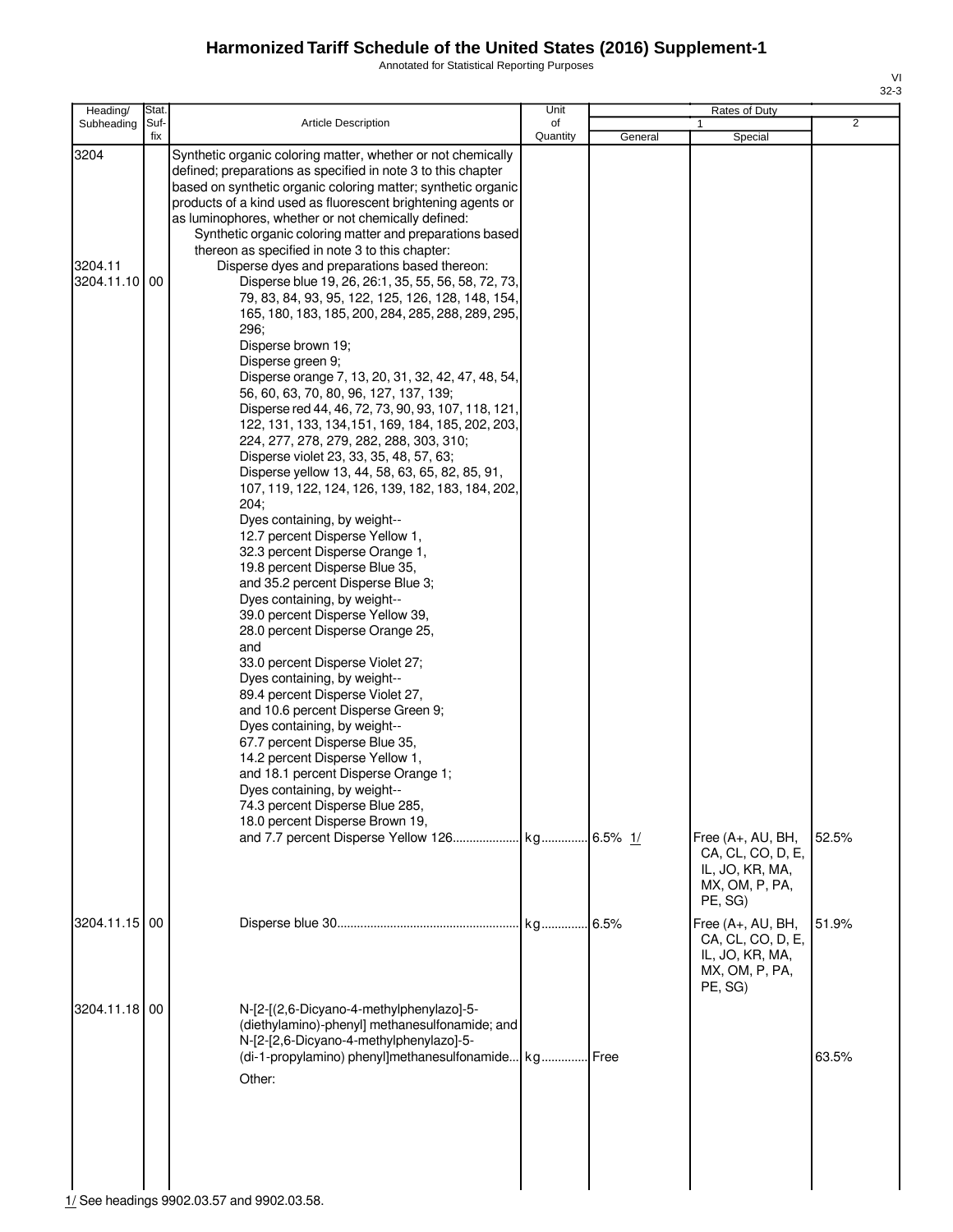# Harmonized Tariff Schedule of the United States (2016) Supplement-1

Annotated for Statistical Reporting Purposes

| Heading/ Subheading | Stat. Suf- fix | Article Description | Unit of Quantity | Rates of Duty 1 General | Rates of Duty 1 Special | Rates of Duty 2 |
|---|---|---|---|---|---|---|
| 3204 | | Synthetic organic coloring matter, whether or not chemically defined; preparations as specified in note 3 to this chapter based on synthetic organic coloring matter; synthetic organic products of a kind used as fluorescent brightening agents or as luminophores, whether or not chemically defined: | | | | |
| | | Synthetic organic coloring matter and preparations based thereon as specified in note 3 to this chapter: | | | | |
| 3204.11 | | Disperse dyes and preparations based thereon: | | | | |
| 3204.11.10 | 00 | Disperse blue 19, 26, 26:1, 35, 55, 56, 58, 72, 73, 79, 83, 84, 93, 95, 122, 125, 126, 128, 148, 154, 165, 180, 183, 185, 200, 284, 285, 288, 289, 295, 296; Disperse brown 19; Disperse green 9; Disperse orange 7, 13, 20, 31, 32, 42, 47, 48, 54, 56, 60, 63, 70, 80, 96, 127, 137, 139; Disperse red 44, 46, 72, 73, 90, 93, 107, 118, 121, 122, 131, 133, 134,151, 169, 184, 185, 202, 203, 224, 277, 278, 279, 282, 288, 303, 310; Disperse violet 23, 33, 35, 48, 57, 63; Disperse yellow 13, 44, 58, 63, 65, 82, 85, 91, 107, 119, 122, 124, 126, 139, 182, 183, 184, 202, 204; Dyes containing, by weight-- 12.7 percent Disperse Yellow 1, 32.3 percent Disperse Orange 1, 19.8 percent Disperse Blue 35, and 35.2 percent Disperse Blue 3; Dyes containing, by weight-- 39.0 percent Disperse Yellow 39, 28.0 percent Disperse Orange 25, and 33.0 percent Disperse Violet 27; Dyes containing, by weight-- 89.4 percent Disperse Violet 27, and 10.6 percent Disperse Green 9; Dyes containing, by weight-- 67.7 percent Disperse Blue 35, 14.2 percent Yellow 1, and 18.1 percent Disperse Orange 1; Dyes containing, by weight-- 74.3 percent Disperse Blue 285, 18.0 percent Disperse Brown 19, and 7.7 percent Disperse Yellow 126 | kg | 6.5% 1/ | Free (A+, AU, BH, CA, CL, CO, D, E, IL, JO, KR, MA, MX, OM, P, PA, PE, SG) | 52.5% |
| 3204.11.15 | 00 | Disperse blue 30 | kg | 6.5% | Free (A+, AU, BH, CA, CL, CO, D, E, IL, JO, KR, MA, MX, OM, P, PA, PE, SG) | 51.9% |
| 3204.11.18 | 00 | N-[2-[(2,6-Dicyano-4-methylphenylazo]-5-(diethylamino)-phenyl] methanesulfonamide; and N-[2-[2,6-Dicyano-4-methylphenylazo]-5-(di-1-propylamino) phenyl]methanesulfonamide | kg | Free | | 63.5% |
| | | Other: | | | | |

1/ See headings 9902.03.57 and 9902.03.58.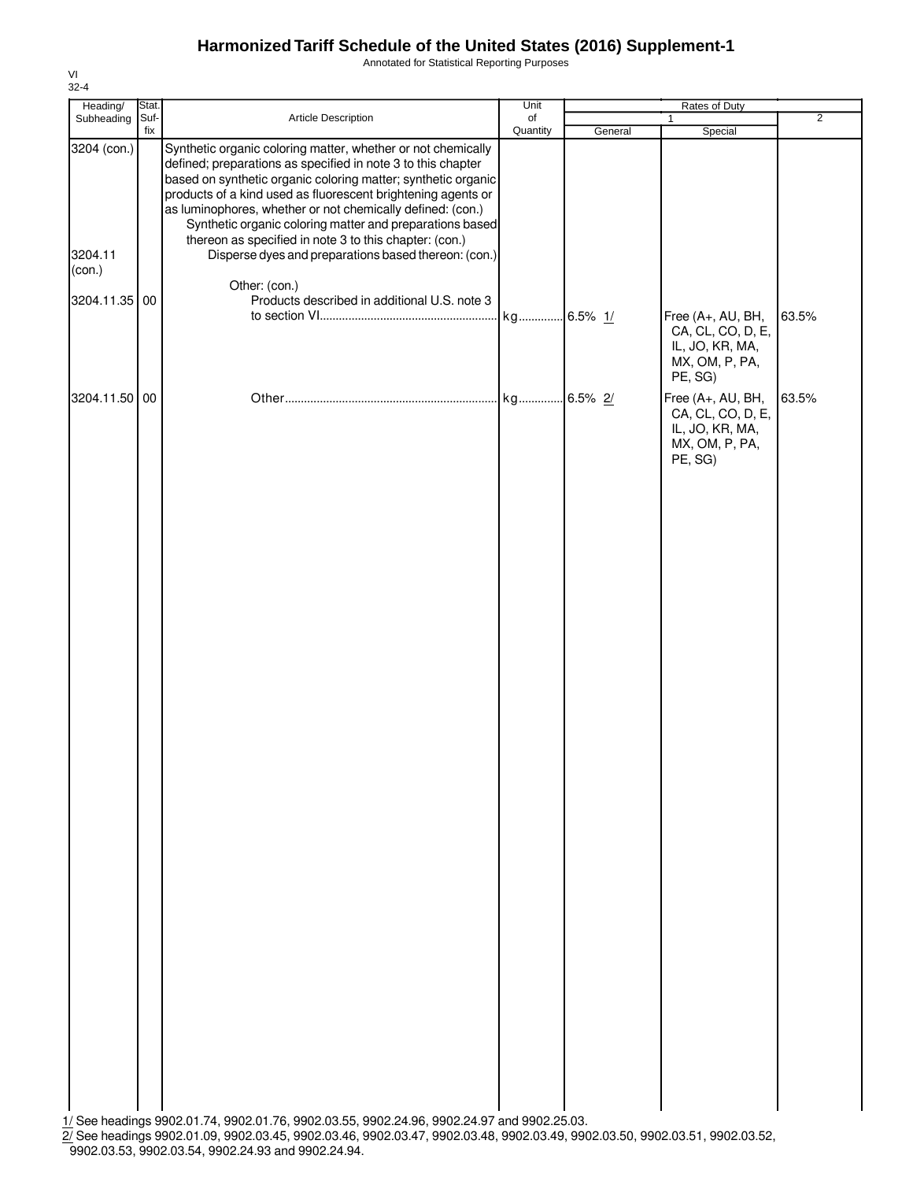# Harmonized Tariff Schedule of the United States (2016) Supplement-1

Annotated for Statistical Reporting Purposes

VI
32-4

| Heading/ Subheading | Stat. Suf- fix | Article Description | Unit of Quantity | Rates of Duty 1 General | Special | 2 |
|---|---|---|---|---|---|---|
| 3204 (con.) | | Synthetic organic coloring matter, whether or not chemically defined; preparations as specified in note 3 to this chapter based on synthetic organic coloring matter; synthetic organic products of a kind used as fluorescent brightening agents or as luminophores, whether or not chemically defined: (con.) | | | | |
| | | Synthetic organic coloring matter and preparations based thereon as specified in note 3 to this chapter: (con.) | | | | |
| 3204.11 (con.) | | Disperse dyes and preparations based thereon: (con.) | | | | |
| | | Other: (con.) | | | | |
| 3204.11.35 | 00 | Products described in additional U.S. note 3 to section VI | kg | 6.5% 1/ | Free (A+, AU, BH, CA, CL, CO, D, E, IL, JO, KR, MA, MX, OM, P, PA, PE, SG) | 63.5% |
| 3204.11.50 | 00 | Other | kg | 6.5% 2/ | Free (A+, AU, BH, CA, CL, CO, D, E, IL, JO, KR, MA, MX, OM, P, PA, PE, SG) | 63.5% |

1/ See headings 9902.01.74, 9902.01.76, 9902.03.55, 9902.24.96, 9902.24.97 and 9902.25.03.

2/ See headings 9902.01.09, 9902.03.45, 9902.03.46, 9902.03.47, 9902.03.48, 9902.03.49, 9902.03.50, 9902.03.51, 9902.03.52, 9902.03.53, 9902.03.54, 9902.24.93 and 9902.24.94.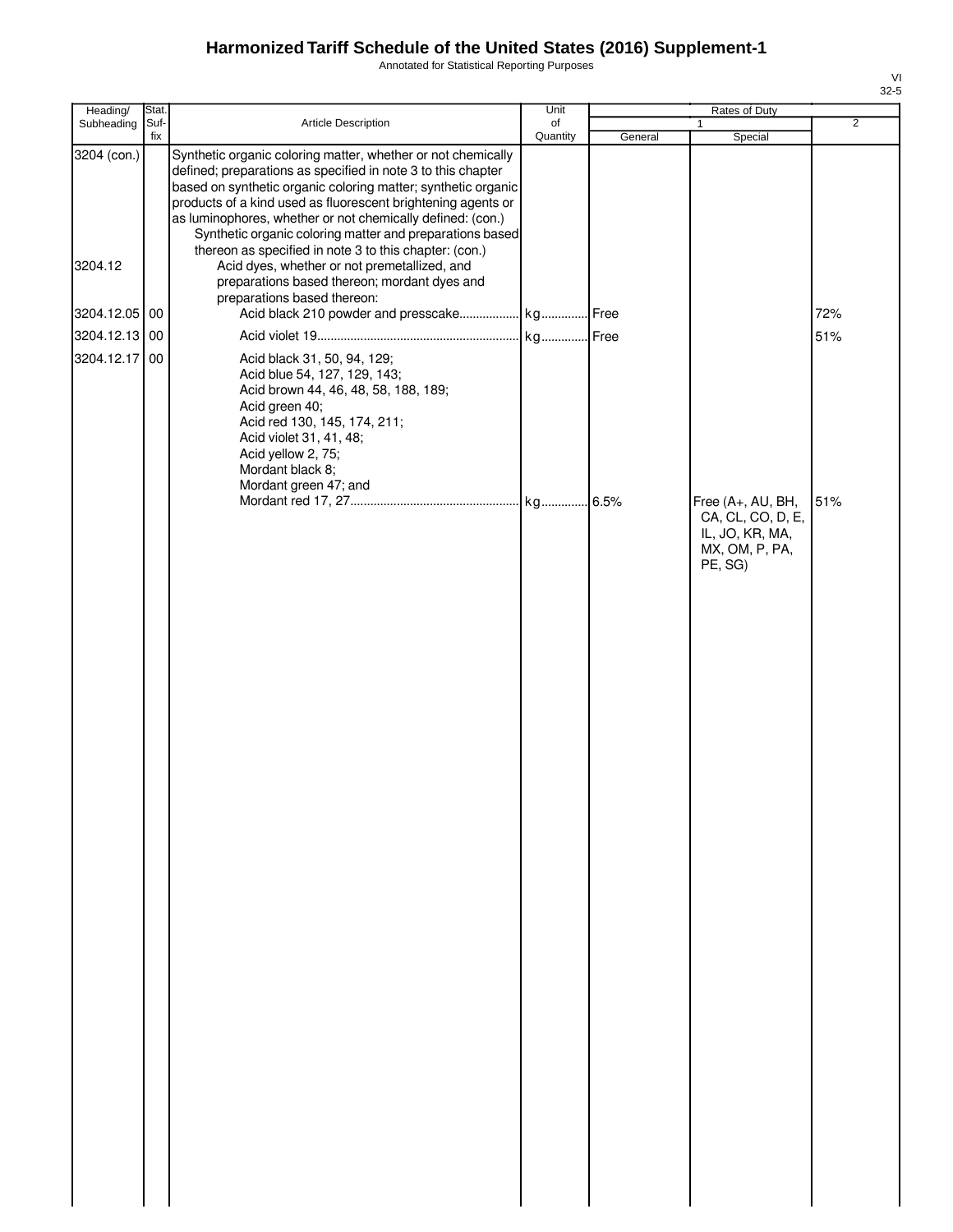# Harmonized Tariff Schedule of the United States (2016) Supplement-1

Annotated for Statistical Reporting Purposes

| Heading/ Subheading | Stat. Suf- fix | Article Description | Unit of Quantity | Rates of Duty 1 General | Rates of Duty 1 Special | Rates of Duty 2 |
|---|---|---|---|---|---|---|
| 3204 (con.) | | Synthetic organic coloring matter, whether or not chemically defined; preparations as specified in note 3 to this chapter based on synthetic organic coloring matter; synthetic organic products of a kind used as fluorescent brightening agents or as luminophores, whether or not chemically defined: (con.) | | | | |
| | | Synthetic organic coloring matter and preparations based thereon as specified in note 3 to this chapter: (con.) | | | | |
| 3204.12 | | Acid dyes, whether or not premetallized, and preparations based thereon; mordant dyes and preparations based thereon: | | | | |
| 3204.12.05 | 00 | Acid black 210 powder and presscake | kg | Free | | 72% |
| 3204.12.13 | 00 | Acid violet 19 | kg | Free | | 51% |
| 3204.12.17 | 00 | Acid black 31, 50, 94, 129;<br>Acid blue 54, 127, 129, 143;<br>Acid brown 44, 46, 48, 58, 188, 189;<br>Acid green 40;<br>Acid red 130, 145, 174, 211;<br>Acid violet 31, 41, 48;<br>Acid yellow 2, 75;<br>Mordant black 8;<br>Mordant green 47; and<br>Mordant red 17, 27 | kg | 6.5% | Free (A+, AU, BH, CA, CL, CO, D, E, IL, JO, KR, MA, MX, OM, P, PA, PE, SG) | 51% |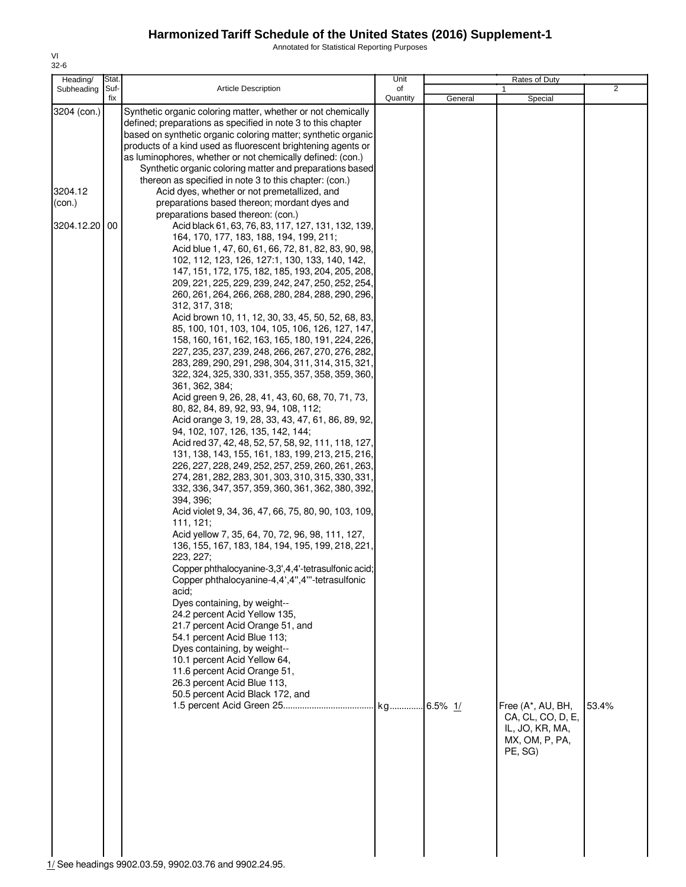# Harmonized Tariff Schedule of the United States (2016) Supplement-1

Annotated for Statistical Reporting Purposes

VI
32-6

| Heading/ Subheading | Stat. Suf- fix | Article Description | Unit of Quantity | Rates of Duty 1 General | Special | 2 |
|---|---|---|---|---|---|---|
| 3204 (con.) | | Synthetic organic coloring matter, whether or not chemically defined; preparations as specified in note 3 to this chapter based on synthetic organic coloring matter; synthetic organic products of a kind used as fluorescent brightening agents or as luminophores, whether or not chemically defined: (con.) | | | | |
| | | Synthetic organic coloring matter and preparations based thereon as specified in note 3 to this chapter: (con.) | | | | |
| 3204.12 (con.) | | Acid dyes, whether or not premetallized, and preparations based thereon; mordant dyes and preparations based thereon: (con.) | | | | |
| 3204.12.20 | 00 | Acid black 61, 63, 76, 83, 117, 127, 131, 132, 139, 164, 170, 177, 183, 188, 194, 199, 211;<br>Acid blue 1, 47, 60, 61, 66, 72, 81, 82, 83, 90, 98, 102, 112, 123, 126, 127:1, 130, 133, 140, 142, 147, 151, 172, 175, 182, 185, 193, 204, 205, 208, 209, 221, 225, 229, 239, 242, 247, 250, 252, 254, 260, 261, 264, 266, 268, 280, 284, 288, 290, 296, 312, 317, 318;<br>Acid brown 10, 11, 12, 30, 33, 45, 50, 52, 68, 83, 85, 100, 101, 103, 104, 105, 106, 126, 127, 147, 158, 160, 161, 162, 163, 165, 180, 191, 224, 226, 227, 235, 237, 239, 248, 266, 267, 270, 276, 282, 283, 289, 290, 291, 298, 304, 311, 314, 315, 321, 322, 324, 325, 330, 331, 355, 357, 358, 359, 360, 361, 362, 384;<br>Acid green 9, 26, 28, 41, 43, 60, 68, 70, 71, 73, 80, 82, 84, 89, 92, 93, 94, 108, 112;<br>Acid orange 3, 19, 28, 33, 43, 47, 61, 86, 89, 92, 94, 102, 107, 126, 135, 142, 144;<br>Acid red 37, 42, 48, 52, 57, 58, 92, 111, 118, 127, 131, 138, 143, 155, 161, 183, 199, 213, 215, 216, 226, 227, 228, 249, 252, 257, 259, 260, 261, 263, 274, 281, 282, 283, 301, 303, 310, 315, 330, 331, 332, 336, 347, 357, 359, 360, 361, 362, 380, 392, 394, 396;<br>Acid violet 9, 34, 36, 47, 66, 75, 80, 90, 103, 109, 111, 121;<br>Acid yellow 7, 35, 64, 70, 72, 96, 98, 111, 127, 136, 155, 167, 183, 184, 194, 195, 199, 218, 221, 223, 227;<br>Copper phthalocyanine-3,3',4,4'-tetrasulfonic acid;<br>Copper phthalocyanine-4,4',4'',4'''-tetrasulfonic acid;<br>Dyes containing, by weight-- 24.2 percent Acid Yellow 135, 21.7 percent Acid Orange 51, and 54.1 percent Acid Blue 113;<br>Dyes containing, by weight-- 10.1 percent Acid Yellow 64, 11.6 percent Acid Orange 51, 26.3 percent Acid Blue 113, 50.5 percent Acid Black 172, and 1.5 percent Acid Green 25 | kg | 6.5% 1/ | Free (A*, AU, BH, CA, CL, CO, D, E, IL, JO, KR, MA, MX, OM, P, PA, PE, SG) | 53.4% |

1/ See headings 9902.03.59, 9902.03.76 and 9902.24.95.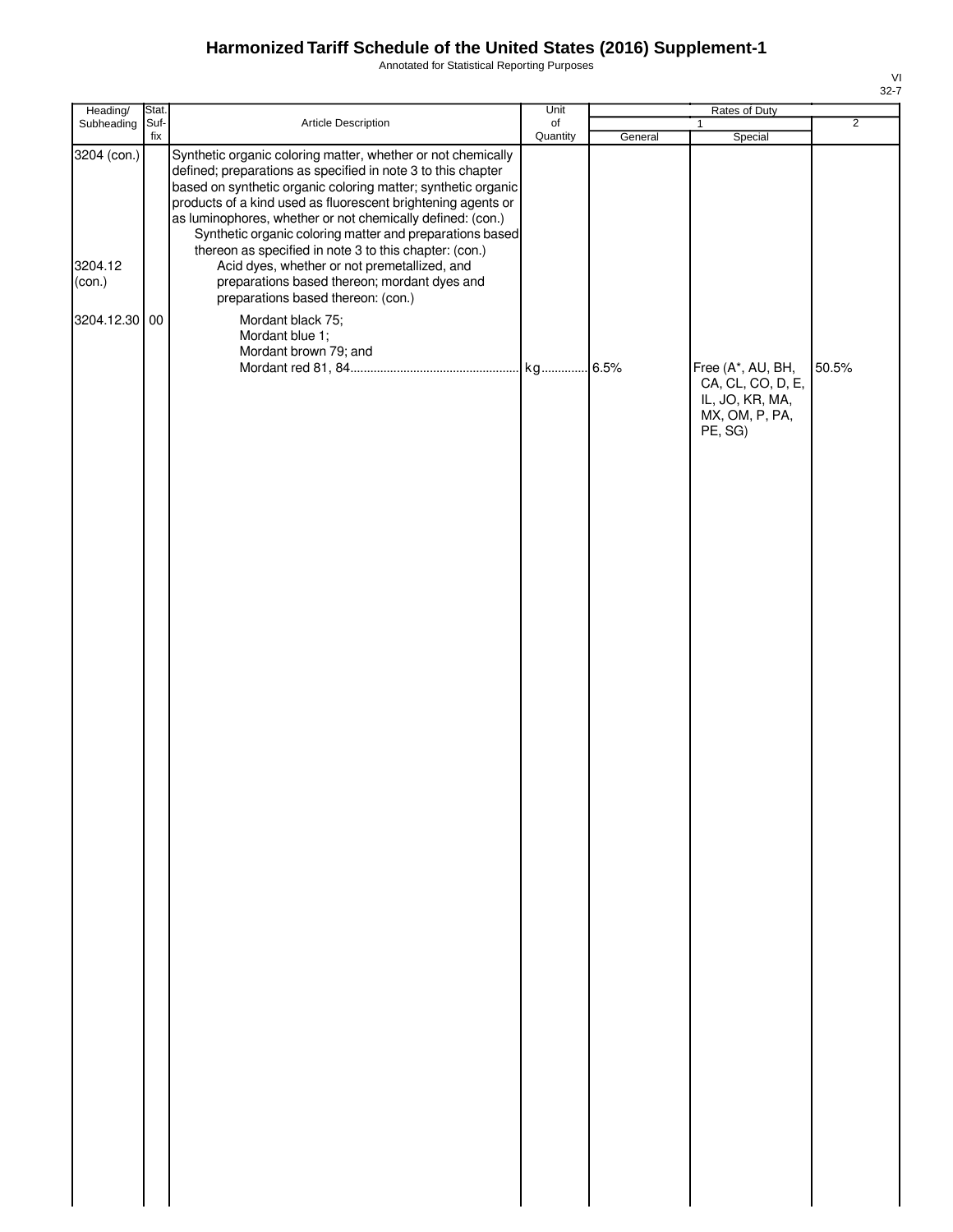# Harmonized Tariff Schedule of the United States (2016) Supplement-1

Annotated for Statistical Reporting Purposes

| Heading/ Subheading | Stat. Suf- fix | Article Description | Unit of Quantity | Rates of Duty | | |
|---|---|---|---|---|---|---|
| | | | | 1 | | 2 |
| | | | | General | Special | |
| 3204 (con.) | | Synthetic organic coloring matter, whether or not chemically defined; preparations as specified in note 3 to this chapter based on synthetic organic coloring matter; synthetic organic products of a kind used as fluorescent brightening agents or as luminophores, whether or not chemically defined: (con.) | | | | |
| | | Synthetic organic coloring matter and preparations based thereon as specified in note 3 to this chapter: (con.) | | | | |
| 3204.12 (con.) | | Acid dyes, whether or not premetallized, and preparations based thereon; mordant dyes and preparations based thereon: (con.) | | | | |
| 3204.12.30 | 00 | Mordant black 75; Mordant blue 1; Mordant brown 79; and Mordant red 81, 84 | kg | 6.5% | Free (A*, AU, BH, CA, CL, CO, D, E, IL, JO, KR, MA, MX, OM, P, PA, PE, SG) | 50.5% |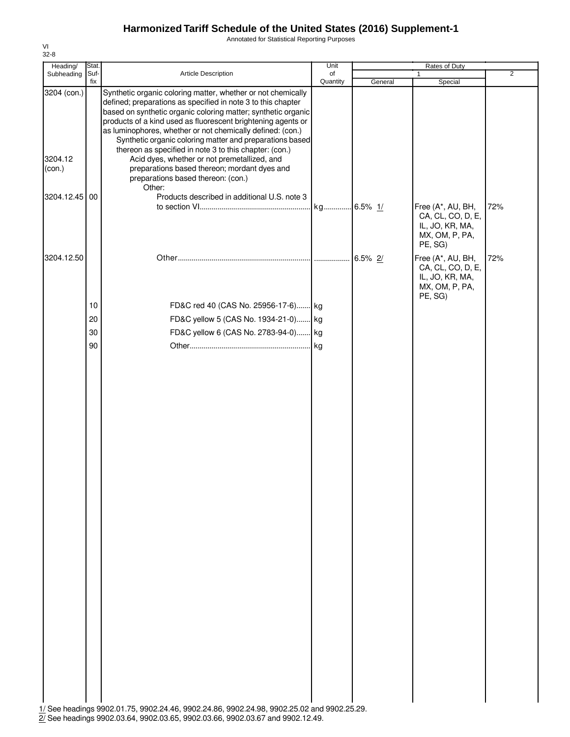# Harmonized Tariff Schedule of the United States (2016) Supplement-1

Annotated for Statistical Reporting Purposes

VI
32-8

| Heading/ Subheading | Stat. Suf- fix | Article Description | Unit of Quantity | Rates of Duty 1 General | Special | 2 |
|---|---|---|---|---|---|---|
| 3204 (con.) | | Synthetic organic coloring matter, whether or not chemically defined; preparations as specified in note 3 to this chapter based on synthetic organic coloring matter; synthetic organic products of a kind used as fluorescent brightening agents or as luminophores, whether or not chemically defined: (con.) | | | | |
| | | Synthetic organic coloring matter and preparations based thereon as specified in note 3 to this chapter: (con.) | | | | |
| 3204.12 (con.) | | Acid dyes, whether or not premetallized, and preparations based thereon; mordant dyes and preparations based thereon: (con.) | | | | |
| | | Other: | | | | |
| 3204.12.45 | 00 | Products described in additional U.S. note 3 to section VI | kg | 6.5% 1/ | Free (A*, AU, BH, CA, CL, CO, D, E, IL, JO, KR, MA, MX, OM, P, PA, PE, SG) | 72% |
| 3204.12.50 | | Other | | 6.5% 2/ | Free (A*, AU, BH, CA, CL, CO, D, E, IL, JO, KR, MA, MX, OM, P, PA, PE, SG) | 72% |
| | 10 | FD&C red 40 (CAS No. 25956-17-6) | kg | | | |
| | 20 | FD&C yellow 5 (CAS No. 1934-21-0) | kg | | | |
| | 30 | FD&C yellow 6 (CAS No. 2783-94-0) | kg | | | |
| | 90 | Other | kg | | | |

1/ See headings 9902.01.75, 9902.24.46, 9902.24.86, 9902.24.98, 9902.25.02 and 9902.25.29.

2/ See headings 9902.03.64, 9902.03.65, 9902.03.66, 9902.03.67 and 9902.12.49.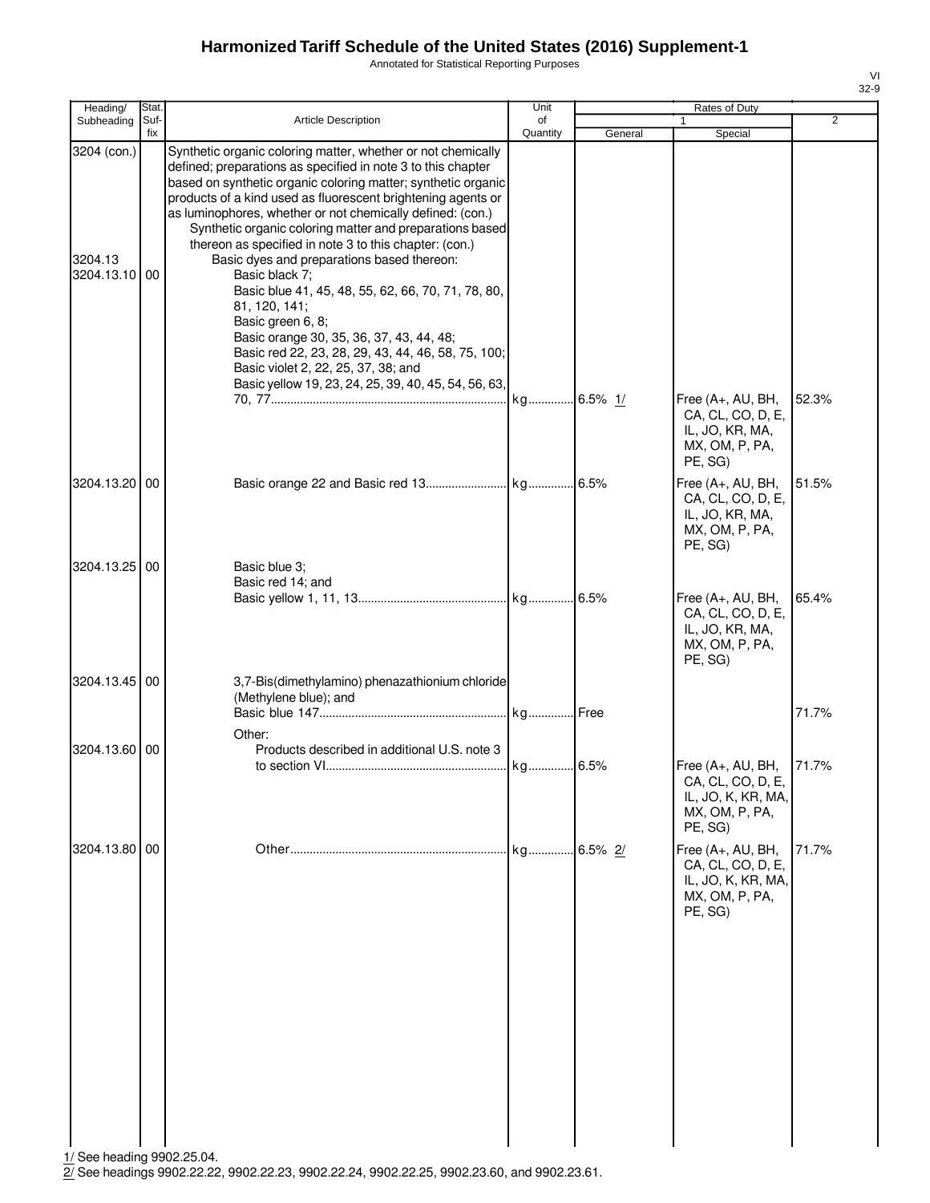# Harmonized Tariff Schedule of the United States (2016) Supplement-1

Annotated for Statistical Reporting Purposes

| Heading/ Subheading | Stat. Suf- fix | Article Description | Unit of Quantity | Rates of Duty 1 General | Rates of Duty 1 Special | Rates of Duty 2 |
|---|---|---|---|---|---|---|
| 3204 (con.) | | Synthetic organic coloring matter, whether or not chemically defined; preparations as specified in note 3 to this chapter based on synthetic organic coloring matter; synthetic organic products of a kind used as fluorescent brightening agents or as luminophores, whether or not chemically defined: (con.) | | | | |
| | | Synthetic organic coloring matter and preparations based thereon as specified in note 3 to this chapter: (con.) | | | | |
| 3204.13 | | Basic dyes and preparations based thereon: | | | | |
| 3204.13.10 | 00 | Basic black 7; Basic blue 41, 45, 48, 55, 62, 66, 70, 71, 78, 80, 81, 120, 141; Basic green 6, 8; Basic orange 30, 35, 36, 37, 43, 44, 48; Basic red 22, 23, 28, 29, 43, 44, 46, 58, 75, 100; Basic violet 2, 22, 25, 37, 38; and Basic yellow 19, 23, 24, 25, 39, 40, 45, 54, 56, 63, 70, 77 | kg | 6.5% 1/ | Free (A+, AU, BH, CA, CL, CO, D, E, IL, JO, KR, MA, MX, OM, P, PA, PE, SG) | 52.3% |
| 3204.13.20 | 00 | Basic orange 22 and Basic red 13 | kg | 6.5% | Free (A+, AU, BH, CA, CL, CO, D, E, IL, JO, KR, MA, MX, OM, P, PA, PE, SG) | 51.5% |
| 3204.13.25 | 00 | Basic blue 3; Basic red 14; and Basic yellow 1, 11, 13 | kg | 6.5% | Free (A+, AU, BH, CA, CL, CO, D, E, IL, JO, KR, MA, MX, OM, P, PA, PE, SG) | 65.4% |
| 3204.13.45 | 00 | 3,7-Bis(dimethylamino) phenazathionium chloride (Methylene blue); and Basic blue 147 | kg | Free | | 71.7% |
| | | Other: | | | | |
| 3204.13.60 | 00 | Products described in additional U.S. note 3 to section VI | kg | 6.5% | Free (A+, AU, BH, CA, CL, CO, D, E, IL, JO, K, KR, MA, MX, OM, P, PA, PE, SG) | 71.7% |
| 3204.13.80 | 00 | Other | kg | 6.5% 2/ | Free (A+, AU, BH, CA, CL, CO, D, E, IL, JO, K, KR, MA, MX, OM, P, PA, PE, SG) | 71.7% |

1/ See heading 9902.25.04.

2/ See headings 9902.22.22, 9902.22.23, 9902.22.24, 9902.22.25, 9902.23.60, and 9902.23.61.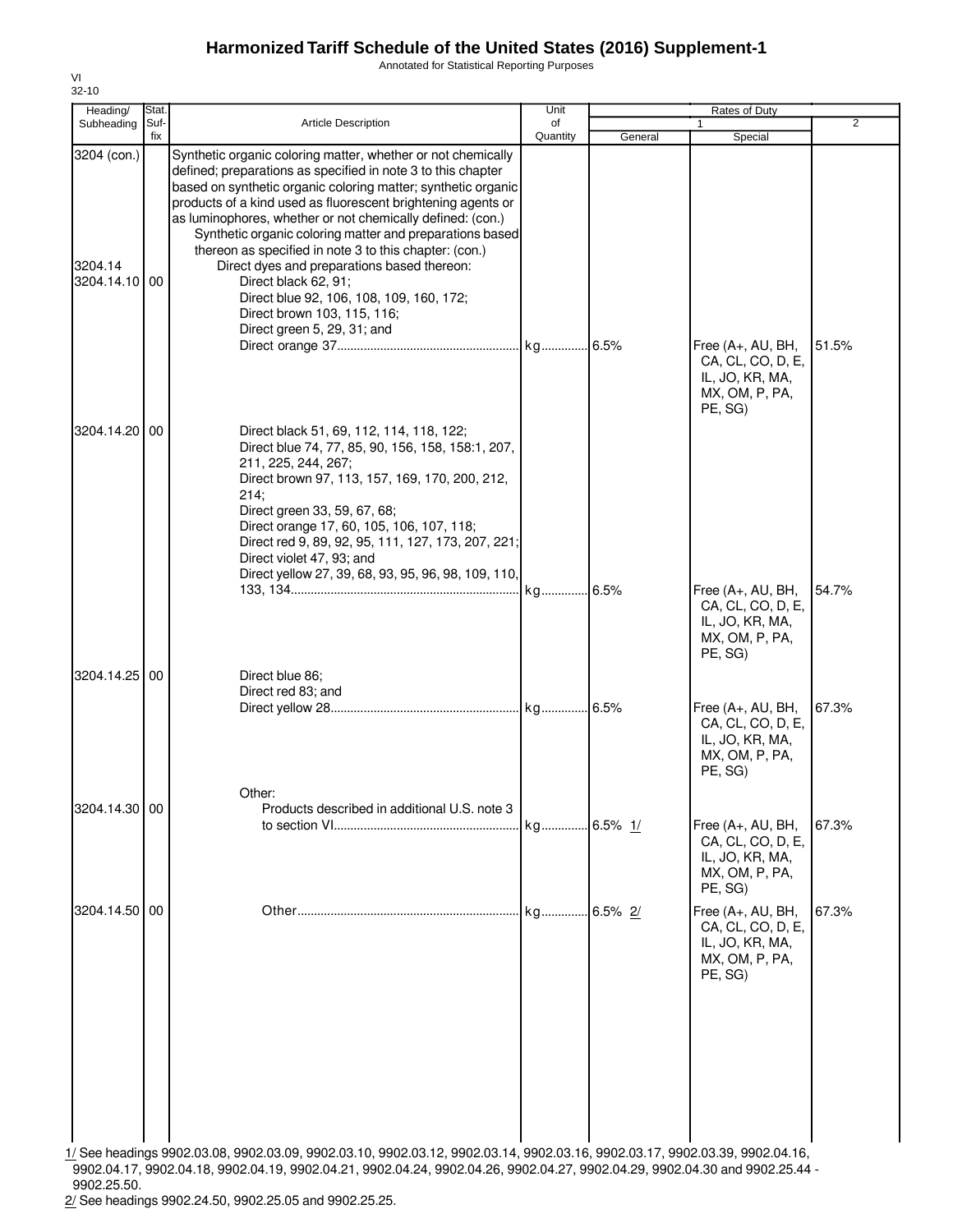# Harmonized Tariff Schedule of the United States (2016) Supplement-1

Annotated for Statistical Reporting Purposes

VI
32-10

| Heading/ Subheading | Stat. Suf- fix | Article Description | Unit of Quantity | Rates of Duty 1 General | Special | 2 |
|---|---|---|---|---|---|---|
| 3204 (con.) | | Synthetic organic coloring matter, whether or not chemically defined; preparations as specified in note 3 to this chapter based on synthetic organic coloring matter; synthetic organic products of a kind used as fluorescent brightening agents or as luminophores, whether or not chemically defined: (con.) | | | | |
| | | Synthetic organic coloring matter and preparations based thereon as specified in note 3 to this chapter: (con.) | | | | |
| 3204.14 | | Direct dyes and preparations based thereon: | | | | |
| 3204.14.10 | 00 | Direct black 62, 91; Direct blue 92, 106, 108, 109, 160, 172; Direct brown 103, 115, 116; Direct green 5, 29, 31; and Direct orange 37 | kg | 6.5% | Free (A+, AU, BH, CA, CL, CO, D, E, IL, JO, KR, MA, MX, OM, P, PA, PE, SG) | 51.5% |
| 3204.14.20 | 00 | Direct black 51, 69, 112, 114, 118, 122; Direct blue 74, 77, 85, 90, 156, 158, 158:1, 207, 211, 225, 244, 267; Direct brown 97, 113, 157, 169, 170, 200, 212, 214; Direct green 33, 59, 67, 68; Direct orange 17, 60, 105, 106, 107, 118; Direct red 9, 89, 92, 95, 111, 127, 173, 207, 221; Direct violet 47, 93; and Direct yellow 27, 39, 68, 93, 95, 96, 98, 109, 110, 133, 134 | kg | 6.5% | Free (A+, AU, BH, CA, CL, CO, D, E, IL, JO, KR, MA, MX, OM, P, PA, PE, SG) | 54.7% |
| 3204.14.25 | 00 | Direct blue 86; Direct red 83; and Direct yellow 28 | kg | 6.5% | Free (A+, AU, BH, CA, CL, CO, D, E, IL, JO, KR, MA, MX, OM, P, PA, PE, SG) | 67.3% |
| | | Other: | | | | |
| 3204.14.30 | 00 | Products described in additional U.S. note 3 to section VI | kg | 6.5% 1/ | Free (A+, AU, BH, CA, CL, CO, D, E, IL, JO, KR, MA, MX, OM, P, PA, PE, SG) | 67.3% |
| 3204.14.50 | 00 | Other | kg | 6.5% 2/ | Free (A+, AU, BH, CA, CL, CO, D, E, IL, JO, KR, MA, MX, OM, P, PA, PE, SG) | 67.3% |

1/ See headings 9902.03.08, 9902.03.09, 9902.03.10, 9902.03.12, 9902.03.14, 9902.03.16, 9902.03.17, 9902.03.39, 9902.04.16, 9902.04.17, 9902.04.18, 9902.04.19, 9902.04.21, 9902.04.24, 9902.04.26, 9902.04.27, 9902.04.29, 9902.04.30 and 9902.25.44 - 9902.25.50.

2/ See headings 9902.24.50, 9902.25.05 and 9902.25.25.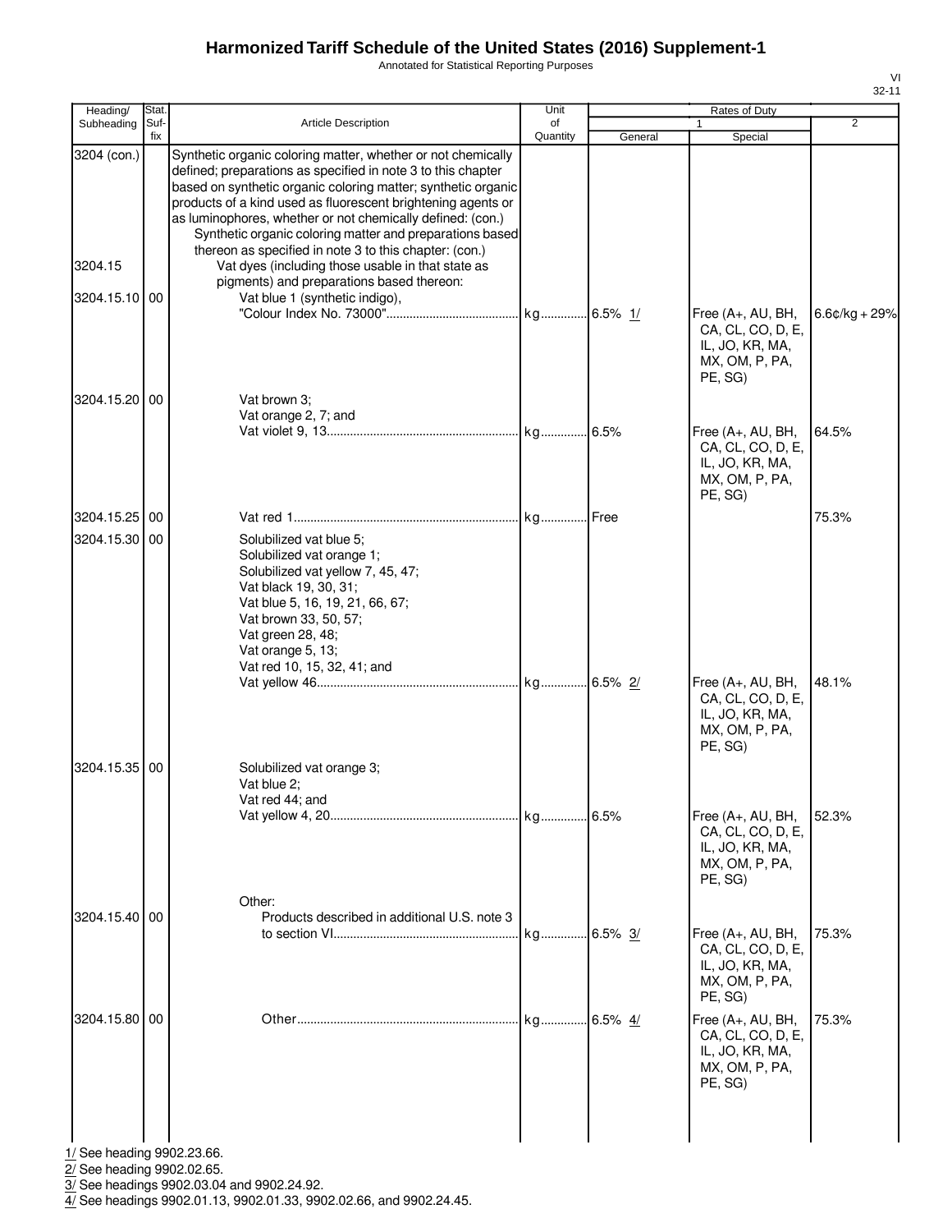# Harmonized Tariff Schedule of the United States (2016) Supplement-1

Annotated for Statistical Reporting Purposes

| Heading/ Subheading | Stat. Suf- fix | Article Description | Unit of Quantity | Rates of Duty 1 General | Special | 2 |
|---|---|---|---|---|---|---|
| 3204 (con.) | | Synthetic organic coloring matter, whether or not chemically defined; preparations as specified in note 3 to this chapter based on synthetic organic coloring matter; synthetic organic products of a kind used as fluorescent brightening agents or as luminophores, whether or not chemically defined: (con.) | | | | |
| | | Synthetic organic coloring matter and preparations based thereon as specified in note 3 to this chapter: (con.) | | | | |
| 3204.15 | | Vat dyes (including those usable in that state as pigments) and preparations based thereon: | | | | |
| 3204.15.10 | 00 | Vat blue 1 (synthetic indigo), "Colour Index No. 73000" | kg | 6.5% 1/ | Free (A+, AU, BH, CA, CL, CO, D, E, IL, JO, KR, MA, MX, OM, P, PA, PE, SG) | 6.6¢/kg + 29% |
| 3204.15.20 | 00 | Vat brown 3; Vat orange 2, 7; and Vat violet 9, 13 | kg | 6.5% | Free (A+, AU, BH, CA, CL, CO, D, E, IL, JO, KR, MA, MX, OM, P, PA, PE, SG) | 64.5% |
| 3204.15.25 | 00 | Vat red 1 | kg | Free | | 75.3% |
| 3204.15.30 | 00 | Solubilized vat blue 5; Solubilized vat orange 1; Solubilized vat yellow 7, 45, 47; Vat black 19, 30, 31; Vat blue 5, 16, 19, 21, 66, 67; Vat brown 33, 50, 57; Vat green 28, 48; Vat orange 5, 13; Vat red 10, 15, 32, 41; and Vat yellow 46 | kg | 6.5% 2/ | Free (A+, AU, BH, CA, CL, CO, D, E, IL, JO, KR, MA, MX, OM, P, PA, PE, SG) | 48.1% |
| 3204.15.35 | 00 | Solubilized vat orange 3; Vat blue 2; Vat red 44; and Vat yellow 4, 20 | kg | 6.5% | Free (A+, AU, BH, CA, CL, CO, D, E, IL, JO, KR, MA, MX, OM, P, PA, PE, SG) | 52.3% |
| | | Other: | | | | |
| 3204.15.40 | 00 | Products described in additional U.S. note 3 to section VI | kg | 6.5% 3/ | Free (A+, AU, BH, CA, CL, CO, D, E, IL, JO, KR, MA, MX, OM, P, PA, PE, SG) | 75.3% |
| 3204.15.80 | 00 | Other | kg | 6.5% 4/ | Free (A+, AU, BH, CA, CL, CO, D, E, IL, JO, KR, MA, MX, OM, P, PA, PE, SG) | 75.3% |

1/ See heading 9902.23.66.
2/ See heading 9902.02.65.
3/ See headings 9902.03.04 and 9902.24.92.
4/ See headings 9902.01.13, 9902.01.33, 9902.02.66, and 9902.24.45.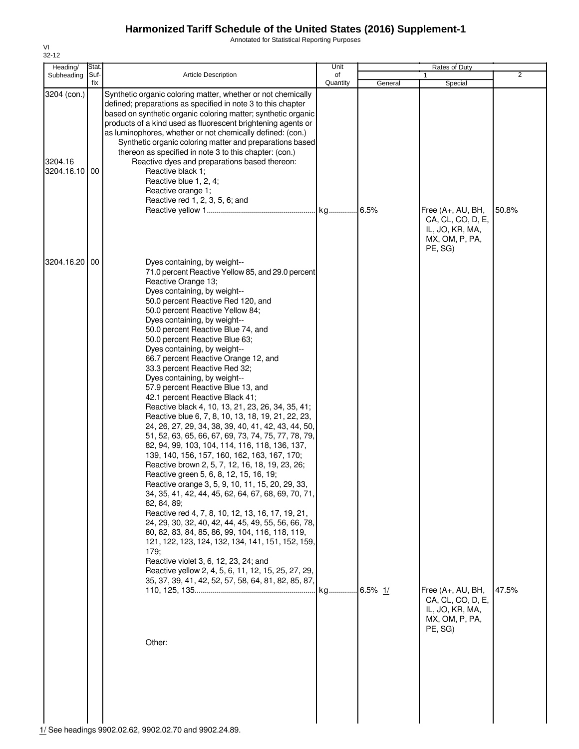# Harmonized Tariff Schedule of the United States (2016) Supplement-1

Annotated for Statistical Reporting Purposes

VI
32-12

| Heading/ Subheading | Stat. Suf- fix | Article Description | Unit of Quantity | Rates of Duty 1 General | Special | 2 |
|---|---|---|---|---|---|---|
| 3204 (con.) | | Synthetic organic coloring matter, whether or not chemically defined; preparations as specified in note 3 to this chapter based on synthetic organic coloring matter; synthetic organic products of a kind used as fluorescent brightening agents or as luminophores, whether or not chemically defined: (con.) | | | | |
| | | Synthetic organic coloring matter and preparations based thereon as specified in note 3 to this chapter: (con.) | | | | |
| 3204.16 | | Reactive dyes and preparations based thereon: | | | | |
| 3204.16.10 | 00 | Reactive black 1; Reactive blue 1, 2, 4; Reactive orange 1; Reactive red 1, 2, 3, 5, 6; and Reactive yellow 1 | kg | 6.5% | Free (A+, AU, BH, CA, CL, CO, D, E, IL, JO, KR, MA, MX, OM, P, PA, PE, SG) | 50.8% |
| 3204.16.20 | 00 | Dyes containing, by weight-- 71.0 percent Reactive Yellow 85, and 29.0 percent Reactive Orange 13; Dyes containing, by weight-- 50.0 percent Reactive Red 120, and 50.0 percent Reactive Yellow 84; Dyes containing, by weight-- 50.0 percent Reactive Blue 74, and 50.0 percent Reactive Blue 63; Dyes containing, by weight-- 66.7 percent Reactive Orange 12, and 33.3 percent Reactive Red 32; Dyes containing, by weight-- 57.9 percent Reactive Blue 13, and 42.1 percent Reactive Black 41; Reactive black 4, 10, 13, 21, 23, 26, 34, 35, 41; Reactive blue 6, 7, 8, 10, 13, 18, 19, 21, 22, 23, 24, 26, 27, 29, 34, 38, 39, 40, 41, 42, 43, 44, 50, 51, 52, 63, 65, 66, 67, 69, 73, 74, 75, 77, 78, 79, 82, 94, 99, 103, 104, 114, 116, 118, 136, 137, 139, 140, 156, 157, 160, 162, 163, 167, 170; Reactive brown 2, 5, 7, 12, 16, 18, 19, 23, 26; Reactive green 5, 6, 8, 12, 15, 16, 19; Reactive orange 3, 5, 9, 10, 11, 15, 20, 29, 33, 34, 35, 41, 42, 44, 45, 62, 64, 67, 68, 69, 70, 71, 82, 84, 89; Reactive red 4, 7, 8, 10, 12, 13, 16, 17, 19, 21, 24, 29, 30, 32, 40, 42, 44, 45, 49, 55, 56, 66, 78, 80, 82, 83, 84, 85, 86, 99, 104, 116, 118, 119, 121, 122, 123, 124, 132, 134, 141, 151, 152, 159, 179; Reactive violet 3, 6, 12, 23, 24; and Reactive yellow 2, 4, 5, 6, 11, 12, 15, 25, 27, 29, 35, 37, 39, 41, 42, 52, 57, 58, 64, 81, 82, 85, 87, 110, 125, 135 | kg | 6.5% 1/ | Free (A+, AU, BH, CA, CL, CO, D, E, IL, JO, KR, MA, MX, OM, P, PA, PE, SG) | 47.5% |
| | | Other: | | | | |

1/ See headings 9902.02.62, 9902.02.70 and 9902.24.89.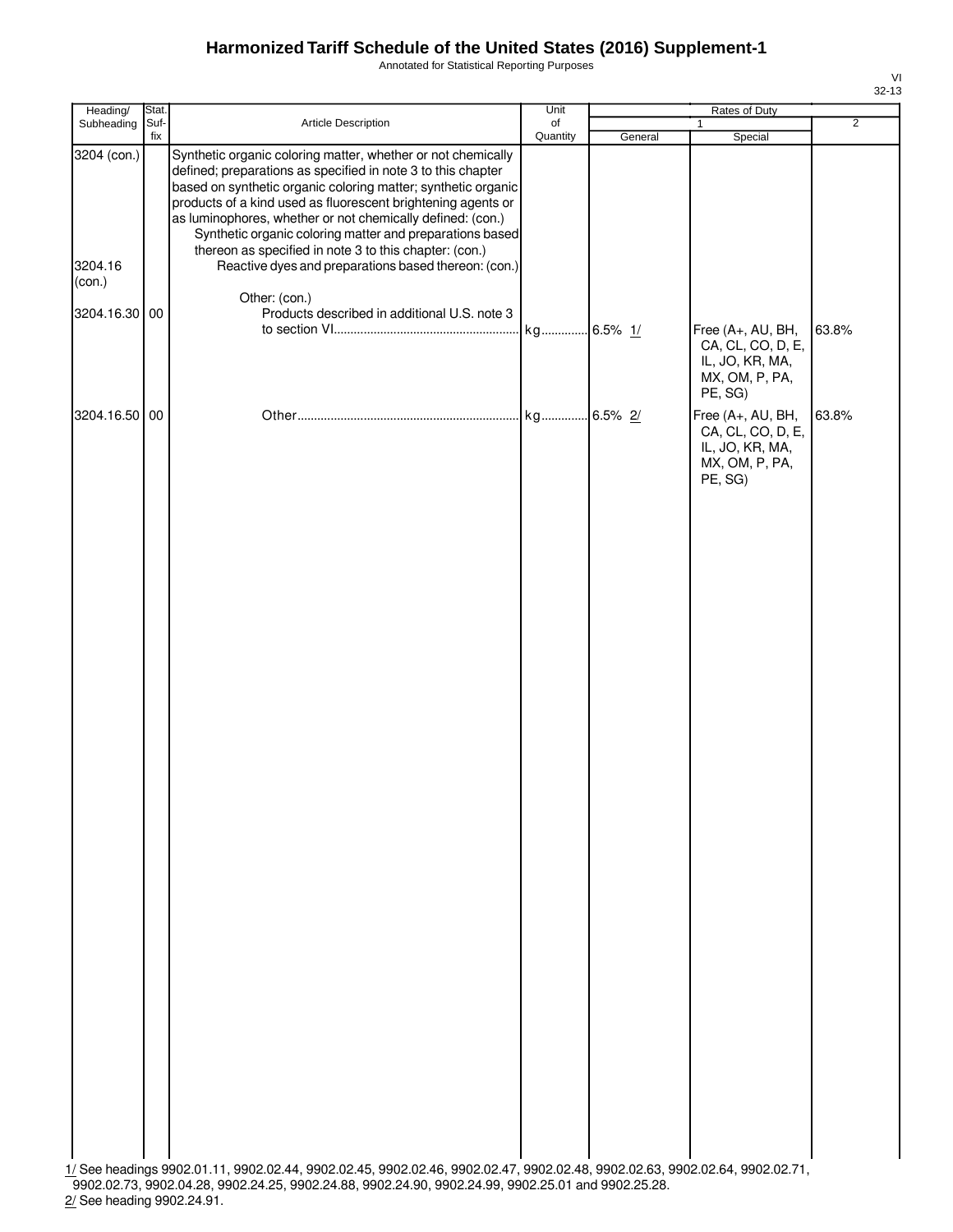# Harmonized Tariff Schedule of the United States (2016) Supplement-1

Annotated for Statistical Reporting Purposes

| Heading/ Subheading | Stat. Suf-fix | Article Description | Unit of Quantity | Rates of Duty 1 General | Rates of Duty 1 Special | Rates of Duty 2 |
|---|---|---|---|---|---|---|
| 3204 (con.) | | Synthetic organic coloring matter, whether or not chemically defined; preparations as specified in note 3 to this chapter based on synthetic organic coloring matter; synthetic organic products of a kind used as fluorescent brightening agents or as luminophores, whether or not chemically defined: (con.) | | | | |
| | | Synthetic organic coloring matter and preparations based thereon as specified in note 3 to this chapter: (con.) | | | | |
| 3204.16 (con.) | | Reactive dyes and preparations based thereon: (con.) | | | | |
| | | Other: (con.) | | | | |
| 3204.16.30 | 00 | Products described in additional U.S. note 3 to section VI | kg | 6.5% 1/ | Free (A+, AU, BH, CA, CL, CO, D, E, IL, JO, KR, MA, MX, OM, P, PA, PE, SG) | 63.8% |
| 3204.16.50 | 00 | Other | kg | 6.5% 2/ | Free (A+, AU, BH, CA, CL, CO, D, E, IL, JO, KR, MA, MX, OM, P, PA, PE, SG) | 63.8% |

1/ See headings 9902.01.11, 9902.02.44, 9902.02.45, 9902.02.46, 9902.02.47, 9902.02.48, 9902.02.63, 9902.02.64, 9902.02.71, 9902.02.73, 9902.04.28, 9902.24.25, 9902.24.88, 9902.24.90, 9902.24.99, 9902.25.01 and 9902.25.28.

2/ See heading 9902.24.91.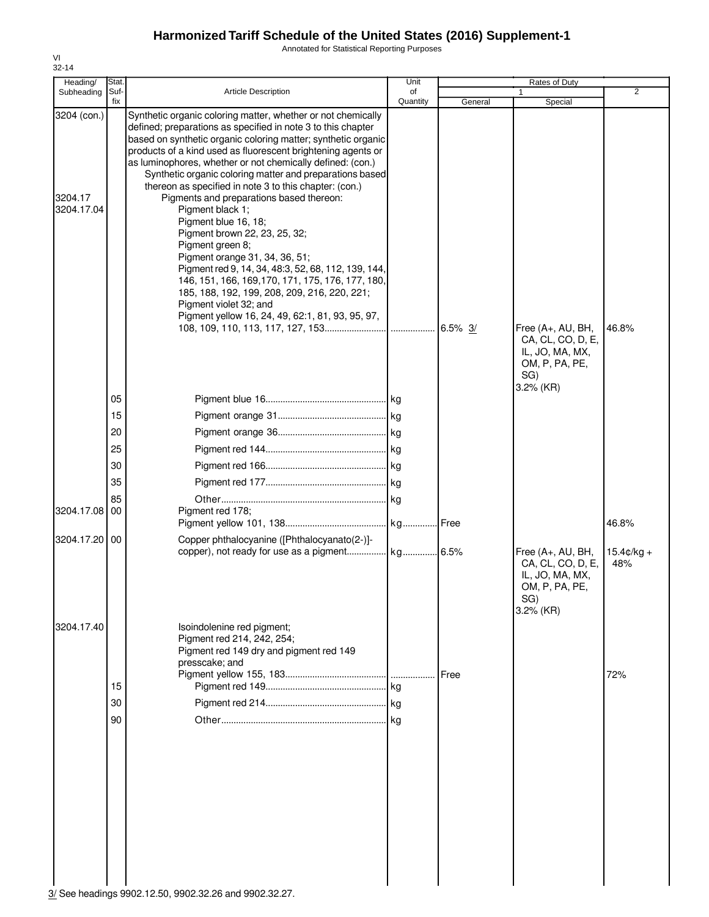# Harmonized Tariff Schedule of the United States (2016) Supplement-1

Annotated for Statistical Reporting Purposes

VI
32-14

| Heading/ Subheading | Stat. Suf- fix | Article Description | Unit of Quantity | Rates of Duty 1 General | Special | 2 |
|---|---|---|---|---|---|---|
| 3204 (con.) | | Synthetic organic coloring matter, whether or not chemically defined; preparations as specified in note 3 to this chapter based on synthetic organic coloring matter; synthetic organic products of a kind used as fluorescent brightening agents or as luminophores, whether or not chemically defined: (con.) | | | | |
| | | Synthetic organic coloring matter and preparations based thereon as specified in note 3 to this chapter: (con.) | | | | |
| 3204.17 | | Pigments and preparations based thereon: | | | | |
| 3204.17.04 | | Pigment black 1; Pigment blue 16, 18; Pigment brown 22, 23, 25, 32; Pigment green 8; Pigment orange 31, 34, 36, 51; Pigment red 9, 14, 34, 48:3, 52, 68, 112, 139, 144, 146, 151, 166, 169,170, 171, 175, 176, 177, 180, 185, 188, 192, 199, 208, 209, 216, 220, 221; Pigment violet 32; and Pigment yellow 16, 24, 49, 62:1, 81, 93, 95, 97, 108, 109, 110, 113, 117, 127, 153 | | 6.5% 3/ | Free (A+, AU, BH, CA, CL, CO, D, E, IL, JO, MA, MX, OM, P, PA, PE, SG) 3.2% (KR) | 46.8% |
| | 05 | Pigment blue 16 | kg | | | |
| | 15 | Pigment orange 31 | kg | | | |
| | 20 | Pigment orange 36 | kg | | | |
| | 25 | Pigment red 144 | kg | | | |
| | 30 | Pigment red 166 | kg | | | |
| | 35 | Pigment red 177 | kg | | | |
| | 85 | Other | kg | | | |
| 3204.17.08 | 00 | Pigment red 178; Pigment yellow 101, 138 | kg | Free | | 46.8% |
| 3204.17.20 | 00 | Copper phthalocyanine ([Phthalocyanato(2-)]-copper), not ready for use as a pigment | kg | 6.5% | Free (A+, AU, BH, CA, CL, CO, D, E, IL, JO, MA, MX, OM, P, PA, PE, SG) 3.2% (KR) | 15.4¢/kg + 48% |
| 3204.17.40 | | Isoindolenine red pigment; Pigment red 214, 242, 254; Pigment red 149 dry and pigment red 149 presscake; and Pigment yellow 155, 183 | | Free | | 72% |
| | 15 | Pigment red 149 | kg | | | |
| | 30 | Pigment red 214 | kg | | | |
| | 90 | Other | kg | | | |

3/ See headings 9902.12.50, 9902.32.26 and 9902.32.27.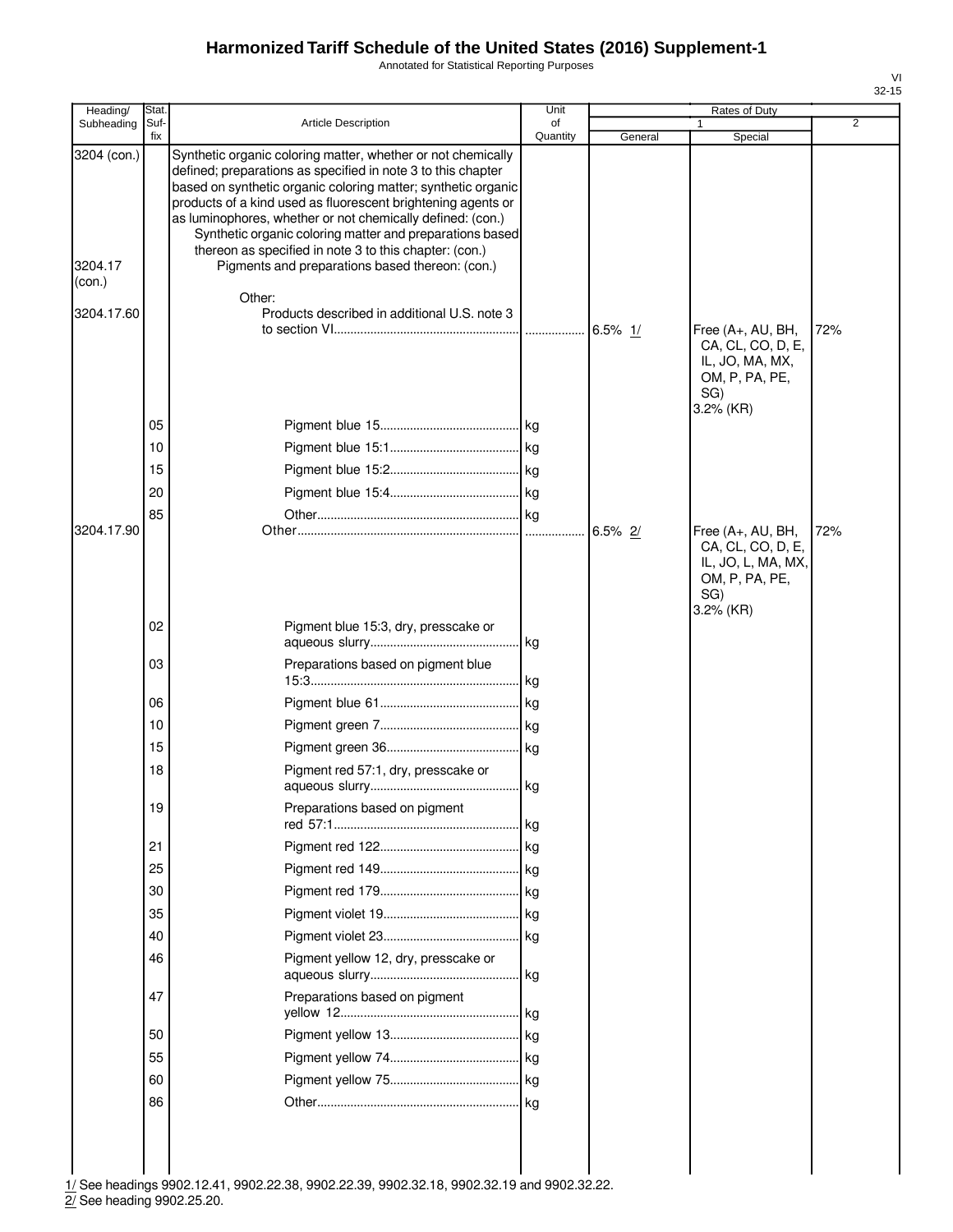# Harmonized Tariff Schedule of the United States (2016) Supplement-1

Annotated for Statistical Reporting Purposes

| Heading/ Subheading | Stat. Suf- fix | Article Description | Unit of Quantity | Rates of Duty 1 General | Special | 2 |
|---|---|---|---|---|---|---|
| 3204 (con.) | | Synthetic organic coloring matter, whether or not chemically defined; preparations as specified in note 3 to this chapter based on synthetic organic coloring matter; synthetic organic products of a kind used as fluorescent brightening agents or as luminophores, whether or not chemically defined: (con.) | | | | |
| | | Synthetic organic coloring matter and preparations based thereon as specified in note 3 to this chapter: (con.) | | | | |
| 3204.17 (con.) | | Pigments and preparations based thereon: (con.) | | | | |
| | | Other: | | | | |
| 3204.17.60 | | Products described in additional U.S. note 3 to section VI | | 6.5% 1/ | Free (A+, AU, BH, CA, CL, CO, D, E, IL, JO, MA, MX, OM, P, PA, PE, SG) 3.2% (KR) | 72% |
| | 05 | Pigment blue 15 | kg | | | |
| | 10 | Pigment blue 15:1 | kg | | | |
| | 15 | Pigment blue 15:2 | kg | | | |
| | 20 | Pigment blue 15:4 | kg | | | |
| | 85 | Other | kg | | | |
| 3204.17.90 | | Other | | 6.5% 2/ | Free (A+, AU, BH, CA, CL, CO, D, E, IL, JO, L, MA, MX, OM, P, PA, PE, SG) 3.2% (KR) | 72% |
| | 02 | Pigment blue 15:3, dry, presscake or aqueous slurry | kg | | | |
| | 03 | Preparations based on pigment blue 15:3 | kg | | | |
| | 06 | Pigment blue 61 | kg | | | |
| | 10 | Pigment green 7 | kg | | | |
| | 15 | Pigment green 36 | kg | | | |
| | 18 | Pigment red 57:1, dry, presscake or aqueous slurry | kg | | | |
| | 19 | Preparations based on pigment red 57:1 | kg | | | |
| | 21 | Pigment red 122 | kg | | | |
| | 25 | Pigment red 149 | kg | | | |
| | 30 | Pigment red 179 | kg | | | |
| | 35 | Pigment violet 19 | kg | | | |
| | 40 | Pigment violet 23 | kg | | | |
| | 46 | Pigment yellow 12, dry, presscake or aqueous slurry | kg | | | |
| | 47 | Preparations based on pigment yellow 12 | kg | | | |
| | 50 | Pigment yellow 13 | kg | | | |
| | 55 | Pigment yellow 74 | kg | | | |
| | 60 | Pigment yellow 75 | kg | | | |
| | 86 | Other | kg | | | |

1/ See headings 9902.12.41, 9902.22.38, 9902.22.39, 9902.32.18, 9902.32.19 and 9902.32.22.
2/ See heading 9902.25.20.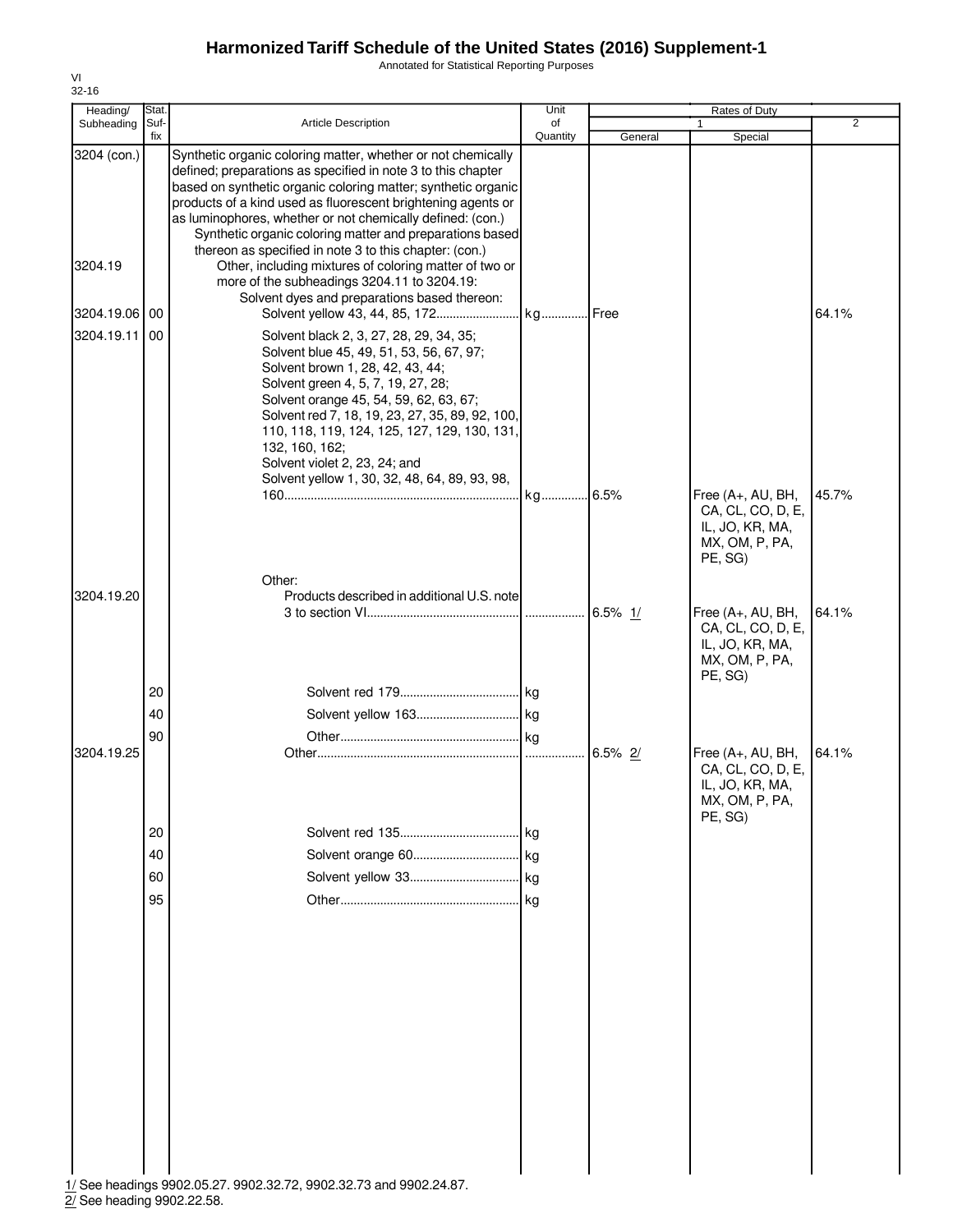# Harmonized Tariff Schedule of the United States (2016) Supplement-1

Annotated for Statistical Reporting Purposes

VI
32-16

| Heading/ Subheading | Stat. Suf- fix | Article Description | Unit of Quantity | Rates of Duty 1 General | Special | 2 |
|---|---|---|---|---|---|---|
| 3204 (con.) | | Synthetic organic coloring matter, whether or not chemically defined; preparations as specified in note 3 to this chapter based on synthetic organic coloring matter; synthetic organic products of a kind used as fluorescent brightening agents or as luminophores, whether or not chemically defined: (con.) | | | | |
| | | Synthetic organic coloring matter and preparations based thereon as specified in note 3 to this chapter: (con.) | | | | |
| 3204.19 | | Other, including mixtures of coloring matter of two or more of the subheadings 3204.11 to 3204.19: | | | | |
| | | Solvent dyes and preparations based thereon: | | | | |
| 3204.19.06 | 00 | Solvent yellow 43, 44, 85, 172 | kg | Free | | 64.1% |
| 3204.19.11 | 00 | Solvent black 2, 3, 27, 28, 29, 34, 35; Solvent blue 45, 49, 51, 53, 56, 67, 97; Solvent brown 1, 28, 42, 43, 44; Solvent green 4, 5, 7, 19, 27, 28; Solvent orange 45, 54, 59, 62, 63, 67; Solvent red 7, 18, 19, 23, 27, 35, 89, 92, 100, 110, 118, 119, 124, 125, 127, 129, 130, 131, 132, 160, 162; Solvent violet 2, 23, 24; and Solvent yellow 1, 30, 32, 48, 64, 89, 93, 98, 160 | kg | 6.5% | Free (A+, AU, BH, CA, CL, CO, D, E, IL, JO, KR, MA, MX, OM, P, PA, PE, SG) | 45.7% |
| | | Other: | | | | |
| 3204.19.20 | | Products described in additional U.S. note 3 to section VI | | 6.5% 1/ | Free (A+, AU, BH, CA, CL, CO, D, E, IL, JO, KR, MA, MX, OM, P, PA, PE, SG) | 64.1% |
| | 20 | Solvent red 179 | kg | | | |
| | 40 | Solvent yellow 163 | kg | | | |
| | 90 | Other | kg | | | |
| 3204.19.25 | | Other | | 6.5% 2/ | Free (A+, AU, BH, CA, CL, CO, D, E, IL, JO, KR, MA, MX, OM, P, PA, PE, SG) | 64.1% |
| | 20 | Solvent red 135 | kg | | | |
| | 40 | Solvent orange 60 | kg | | | |
| | 60 | Solvent yellow 33 | kg | | | |
| | 95 | Other | kg | | | |

1/ See headings 9902.05.27. 9902.32.72, 9902.32.73 and 9902.24.87.
2/ See heading 9902.22.58.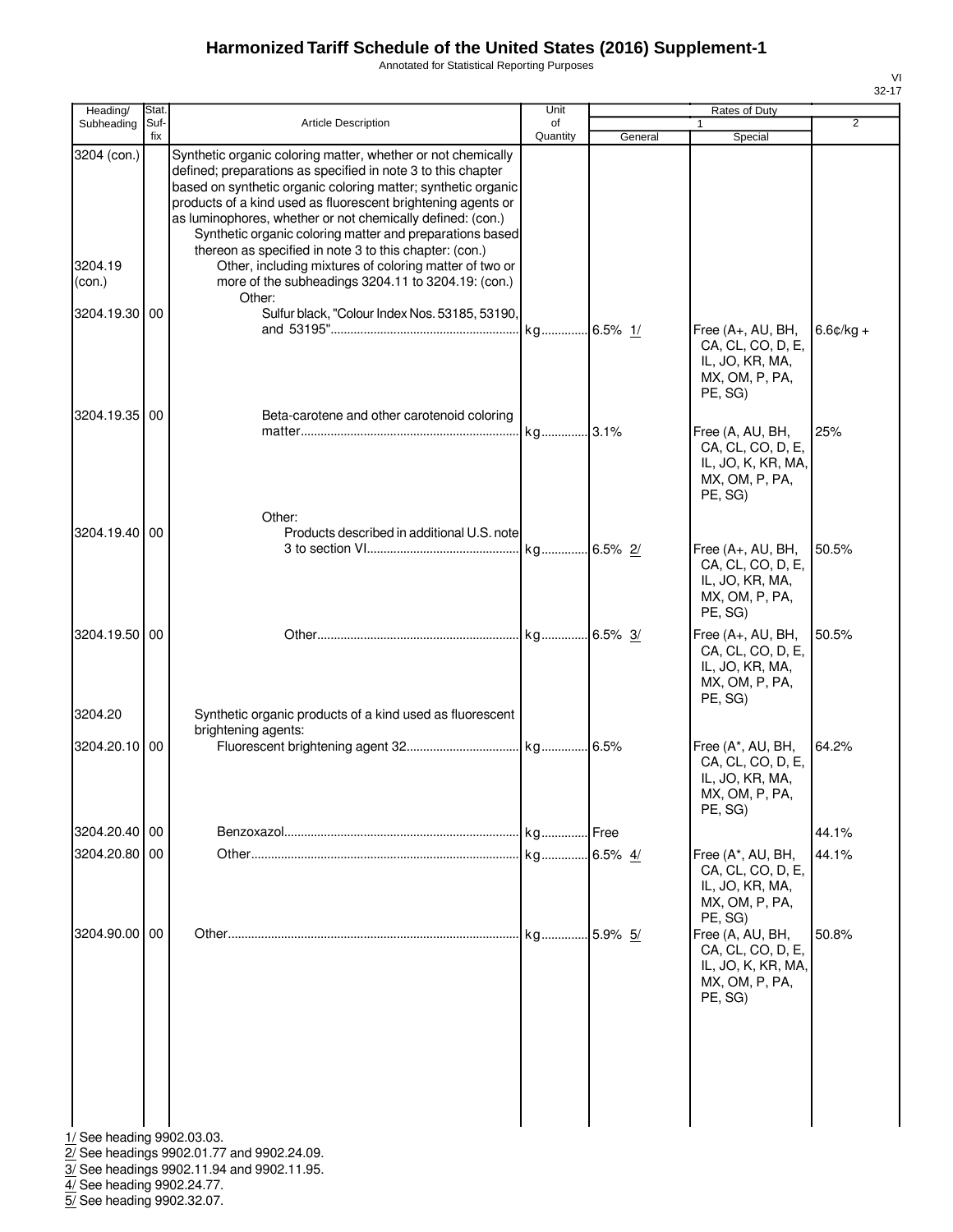# Harmonized Tariff Schedule of the United States (2016) Supplement-1

Annotated for Statistical Reporting Purposes

| Heading/ Subheading | Stat. Suf- fix | Article Description | Unit of Quantity | Rates of Duty | | |
|---|---|---|---|---|---|---|
| | | | | 1 | | 2 |
| | | | | General | Special | |
| 3204 (con.) | | Synthetic organic coloring matter, whether or not chemically defined; preparations as specified in note 3 to this chapter based on synthetic organic coloring matter; synthetic organic products of a kind used as fluorescent brightening agents or as luminophores, whether or not chemically defined: (con.) | | | | |
| | | Synthetic organic coloring matter and preparations based thereon as specified in note 3 to this chapter: (con.) | | | | |
| 3204.19 (con.) | | Other, including mixtures of coloring matter of two or more of the subheadings 3204.11 to 3204.19: (con.) | | | | |
| | | Other: | | | | |
| 3204.19.30 | 00 | Sulfur black, "Colour Index Nos. 53185, 53190, and 53195" | kg | 6.5% 1/ | Free (A+, AU, BH, CA, CL, CO, D, E, IL, JO, KR, MA, MX, OM, P, PA, PE, SG) | 6.6¢/kg + |
| 3204.19.35 | 00 | Beta-carotene and other carotenoid coloring matter | kg | 3.1% | Free (A, AU, BH, CA, CL, CO, D, E, IL, JO, K, KR, MA, MX, OM, P, PA, PE, SG) | 25% |
| | | Other: | | | | |
| 3204.19.40 | 00 | Products described in additional U.S. note 3 to section VI | kg | 6.5% 2/ | Free (A+, AU, BH, CA, CL, CO, D, E, IL, JO, KR, MA, MX, OM, P, PA, PE, SG) | 50.5% |
| 3204.19.50 | 00 | Other | kg | 6.5% 3/ | Free (A+, AU, BH, CA, CL, CO, D, E, IL, JO, KR, MA, MX, OM, P, PA, PE, SG) | 50.5% |
| 3204.20 | | Synthetic organic products of a kind used as fluorescent brightening agents: | | | | |
| 3204.20.10 | 00 | Fluorescent brightening agent 32 | kg | 6.5% | Free (A*, AU, BH, CA, CL, CO, D, E, IL, JO, KR, MA, MX, OM, P, PA, PE, SG) | 64.2% |
| 3204.20.40 | 00 | Benzoxazol | kg | Free | | 44.1% |
| 3204.20.80 | 00 | Other | kg | 6.5% 4/ | Free (A*, AU, BH, CA, CL, CO, D, E, IL, JO, KR, MA, MX, OM, P, PA, PE, SG) | 44.1% |
| 3204.90.00 | 00 | Other | kg | 5.9% 5/ | Free (A, AU, BH, CA, CL, CO, D, E, IL, JO, K, KR, MA, MX, OM, P, PA, PE, SG) | 50.8% |

1/ See heading 9902.03.03.
2/ See headings 9902.01.77 and 9902.24.09.
3/ See headings 9902.11.94 and 9902.11.95.
4/ See heading 9902.24.77.
5/ See heading 9902.32.07.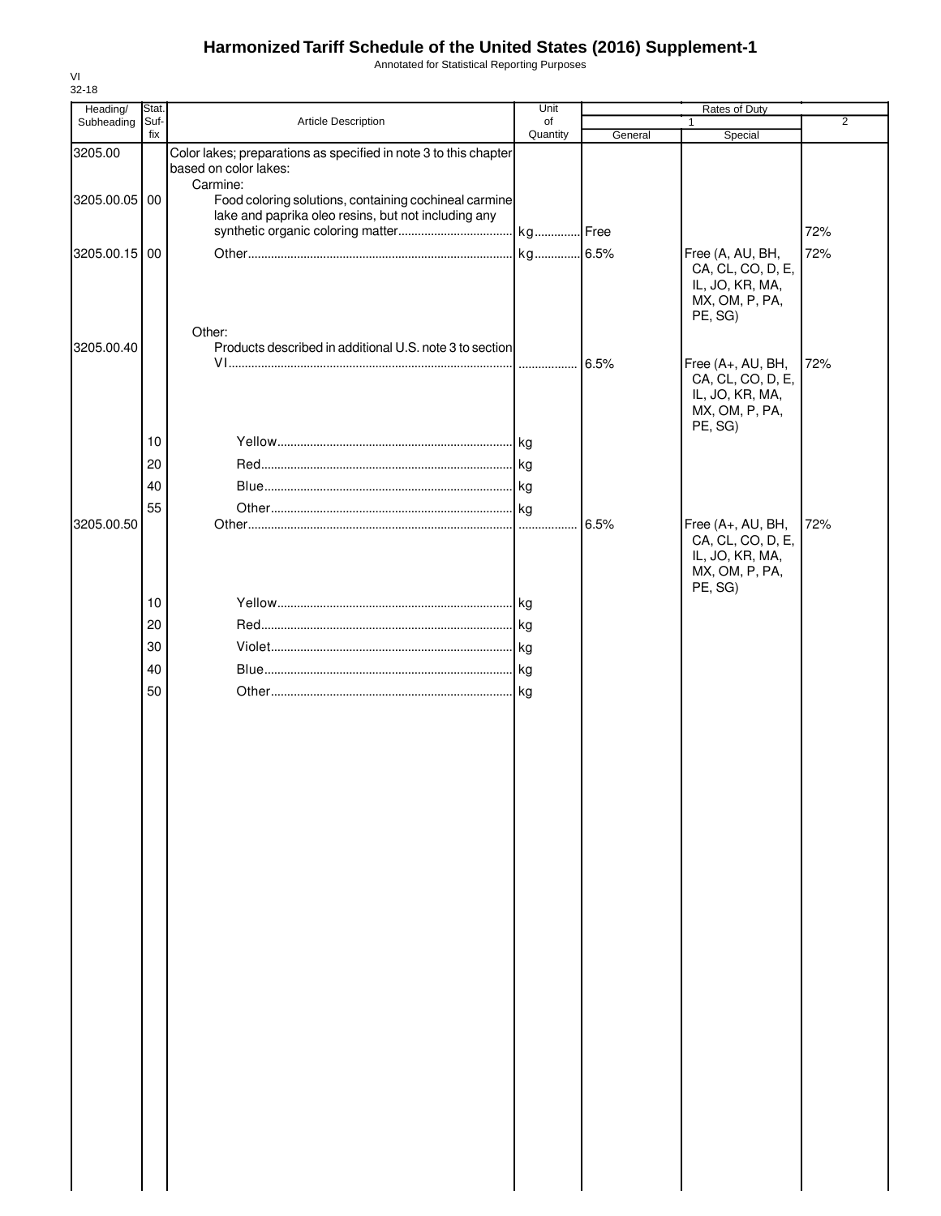# Harmonized Tariff Schedule of the United States (2016) Supplement-1

Annotated for Statistical Reporting Purposes

VI
32-18

| Heading/ Subheading | Stat. Suf- fix | Article Description | Unit of Quantity | Rates of Duty 1 General | Rates of Duty 1 Special | Rates of Duty 2 |
|---|---|---|---|---|---|---|
| 3205.00 | | Color lakes; preparations as specified in note 3 to this chapter based on color lakes: | | | | |
| | | Carmine: | | | | |
| 3205.00.05 | 00 | Food coloring solutions, containing cochineal carmine lake and paprika oleo resins, but not including any synthetic organic coloring matter | kg | Free | | 72% |
| 3205.00.15 | 00 | Other | kg | 6.5% | Free (A, AU, BH, CA, CL, CO, D, E, IL, JO, KR, MA, MX, OM, P, PA, PE, SG) | 72% |
| | | Other: | | | | |
| 3205.00.40 | | Products described in additional U.S. note 3 to section VI | | 6.5% | Free (A+, AU, BH, CA, CL, CO, D, E, IL, JO, KR, MA, MX, OM, P, PA, PE, SG) | 72% |
| | 10 | Yellow | kg | | | |
| | 20 | Red | kg | | | |
| | 40 | Blue | kg | | | |
| | 55 | Other | kg | | | |
| 3205.00.50 | | Other | | 6.5% | Free (A+, AU, BH, CA, CL, CO, D, E, IL, JO, KR, MA, MX, OM, P, PA, PE, SG) | 72% |
| | 10 | Yellow | kg | | | |
| | 20 | Red | kg | | | |
| | 30 | Violet | kg | | | |
| | 40 | Blue | kg | | | |
| | 50 | Other | kg | | | |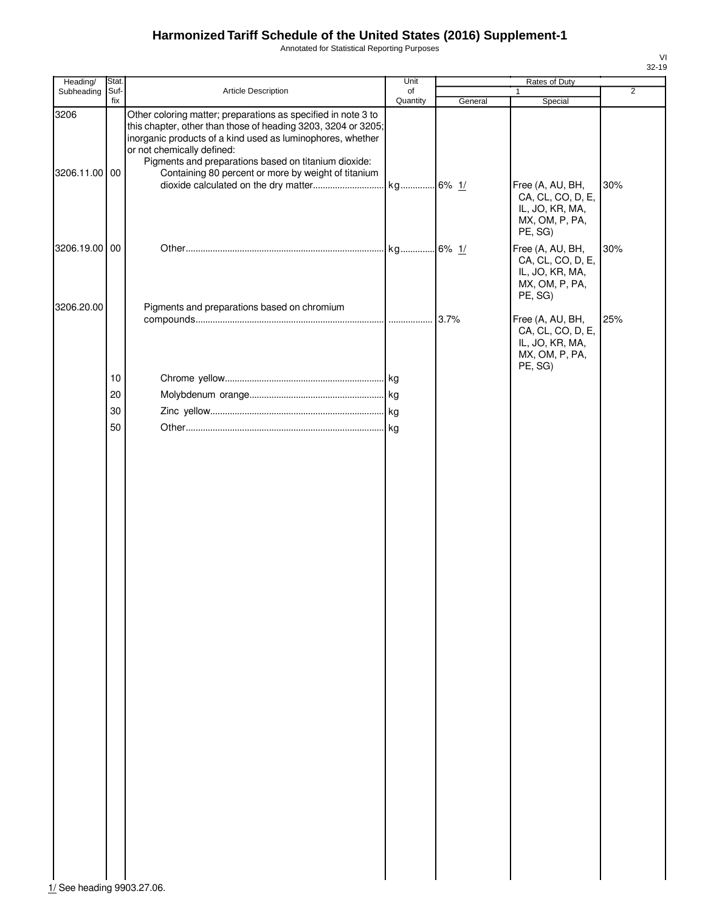# Harmonized Tariff Schedule of the United States (2016) Supplement-1

Annotated for Statistical Reporting Purposes

VI
32-19

| Heading/ Subheading | Stat. Suf-fix | Article Description | Unit of Quantity | Rates of Duty 1 General | Rates of Duty 1 Special | Rates of Duty 2 |
|---|---|---|---|---|---|---|
| 3206 | | Other coloring matter; preparations as specified in note 3 to this chapter, other than those of heading 3203, 3204 or 3205; inorganic products of a kind used as luminophores, whether or not chemically defined: | | | | |
| | | Pigments and preparations based on titanium dioxide: | | | | |
| 3206.11.00 | 00 | Containing 80 percent or more by weight of titanium dioxide calculated on the dry matter | kg | 6% 1/ | Free (A, AU, BH, CA, CL, CO, D, E, IL, JO, KR, MA, MX, OM, P, PA, PE, SG) | 30% |
| 3206.19.00 | 00 | Other | kg | 6% 1/ | Free (A, AU, BH, CA, CL, CO, D, E, IL, JO, KR, MA, MX, OM, P, PA, PE, SG) | 30% |
| 3206.20.00 | | Pigments and preparations based on chromium compounds | | 3.7% | Free (A, AU, BH, CA, CL, CO, D, E, IL, JO, KR, MA, MX, OM, P, PA, PE, SG) | 25% |
| | 10 | Chrome yellow | kg | | | |
| | 20 | Molybdenum orange | kg | | | |
| | 30 | Zinc yellow | kg | | | |
| | 50 | Other | kg | | | |

1/ See heading 9903.27.06.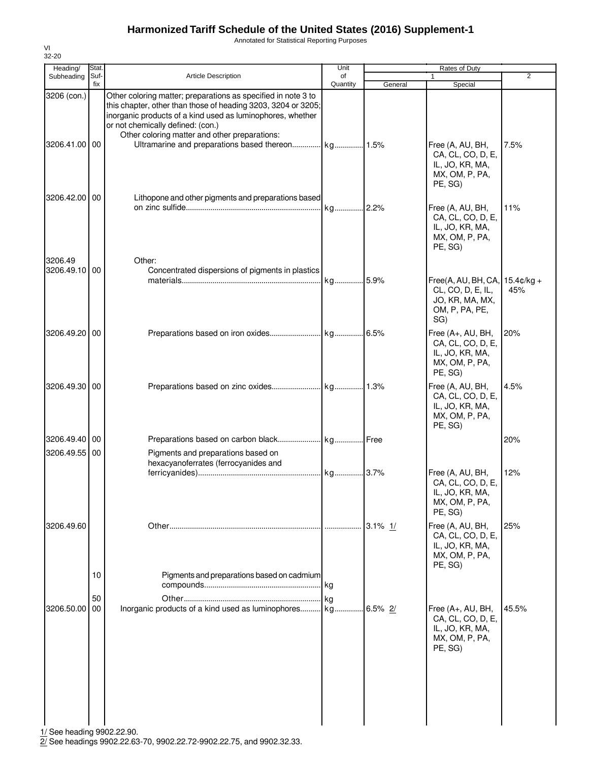# Harmonized Tariff Schedule of the United States (2016) Supplement-1

Annotated for Statistical Reporting Purposes

VI
32-20

| Heading/ Subheading | Stat. Suf- fix | Article Description | Unit of Quantity | Rates of Duty 1 General | Special | 2 |
|---|---|---|---|---|---|---|
| 3206 (con.) | | Other coloring matter; preparations as specified in note 3 to this chapter, other than those of heading 3203, 3204 or 3205; inorganic products of a kind used as luminophores, whether or not chemically defined: (con.) | | | | |
| | | Other coloring matter and other preparations: | | | | |
| 3206.41.00 | 00 | Ultramarine and preparations based thereon | kg | 1.5% | Free (A, AU, BH, CA, CL, CO, D, E, IL, JO, KR, MA, MX, OM, P, PA, PE, SG) | 7.5% |
| 3206.42.00 | 00 | Lithopone and other pigments and preparations based on zinc sulfide | kg | 2.2% | Free (A, AU, BH, CA, CL, CO, D, E, IL, JO, KR, MA, MX, OM, P, PA, PE, SG) | 11% |
| 3206.49 | | Other: | | | | |
| 3206.49.10 | 00 | Concentrated dispersions of pigments in plastics materials | kg | 5.9% | Free(A, AU, BH, CA, CL, CO, D, E, IL, JO, KR, MA, MX, OM, P, PA, PE, SG) | 15.4¢/kg + 45% |
| 3206.49.20 | 00 | Preparations based on iron oxides | kg | 6.5% | Free (A+, AU, BH, CA, CL, CO, D, E, IL, JO, KR, MA, MX, OM, P, PA, PE, SG) | 20% |
| 3206.49.30 | 00 | Preparations based on zinc oxides | kg | 1.3% | Free (A, AU, BH, CA, CL, CO, D, E, IL, JO, KR, MA, MX, OM, P, PA, PE, SG) | 4.5% |
| 3206.49.40 | 00 | Preparations based on carbon black | kg | Free | | 20% |
| 3206.49.55 | 00 | Pigments and preparations based on hexacyanoferrates (ferrocyanides and ferricyanides) | kg | 3.7% | Free (A, AU, BH, CA, CL, CO, D, E, IL, JO, KR, MA, MX, OM, P, PA, PE, SG) | 12% |
| 3206.49.60 | | Other | | 3.1% 1/ | Free (A, AU, BH, CA, CL, CO, D, E, IL, JO, KR, MA, MX, OM, P, PA, PE, SG) | 25% |
| | 10 | Pigments and preparations based on cadmium compounds | kg | | | |
| | 50 | Other | kg | | | |
| 3206.50.00 | 00 | Inorganic products of a kind used as luminophores | kg | 6.5% 2/ | Free (A+, AU, BH, CA, CL, CO, D, E, IL, JO, KR, MA, MX, OM, P, PA, PE, SG) | 45.5% |

1/ See heading 9902.22.90.
2/ See headings 9902.22.63-70, 9902.22.72-9902.22.75, and 9902.32.33.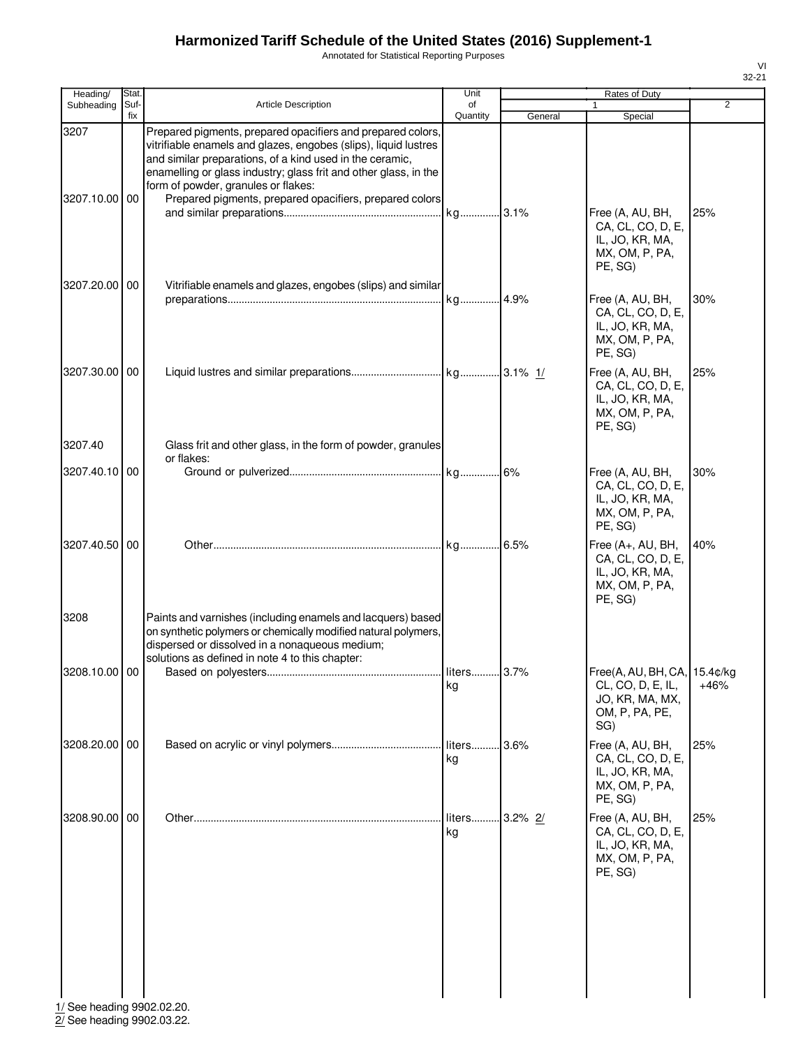# Harmonized Tariff Schedule of the United States (2016) Supplement-1

Annotated for Statistical Reporting Purposes

| Heading/ Subheading | Stat. Suf- fix | Article Description | Unit of Quantity | Rates of Duty 1 General | Rates of Duty 1 Special | Rates of Duty 2 |
|---|---|---|---|---|---|---|
| 3207 | | Prepared pigments, prepared opacifiers and prepared colors, vitrifiable enamels and glazes, engobes (slips), liquid lustres and similar preparations, of a kind used in the ceramic, enamelling or glass industry; glass frit and other glass, in the form of powder, granules or flakes: | | | | |
| 3207.10.00 | 00 | Prepared pigments, prepared opacifiers, prepared colors and similar preparations | kg | 3.1% | Free (A, AU, BH, CA, CL, CO, D, E, IL, JO, KR, MA, MX, OM, P, PA, PE, SG) | 25% |
| 3207.20.00 | 00 | Vitrifiable enamels and glazes, engobes (slips) and similar preparations | kg | 4.9% | Free (A, AU, BH, CA, CL, CO, D, E, IL, JO, KR, MA, MX, OM, P, PA, PE, SG) | 30% |
| 3207.30.00 | 00 | Liquid lustres and similar preparations | kg | 3.1% 1/ | Free (A, AU, BH, CA, CL, CO, D, E, IL, JO, KR, MA, MX, OM, P, PA, PE, SG) | 25% |
| 3207.40 | | Glass frit and other glass, in the form of powder, granules or flakes: | | | | |
| 3207.40.10 | 00 | Ground or pulverized | kg | 6% | Free (A, AU, BH, CA, CL, CO, D, E, IL, JO, KR, MA, MX, OM, P, PA, PE, SG) | 30% |
| 3207.40.50 | 00 | Other | kg | 6.5% | Free (A+, AU, BH, CA, CL, CO, D, E, IL, JO, KR, MA, MX, OM, P, PA, PE, SG) | 40% |
| 3208 | | Paints and varnishes (including enamels and lacquers) based on synthetic polymers or chemically modified natural polymers, dispersed or dissolved in a nonaqueous medium; solutions as defined in note 4 to this chapter: | | | | |
| 3208.10.00 | 00 | Based on polyesters | liters kg | 3.7% | Free(A, AU, BH, CA, CL, CO, D, E, IL, JO, KR, MA, MX, OM, P, PA, PE, SG) | 15.4¢/kg +46% |
| 3208.20.00 | 00 | Based on acrylic or vinyl polymers | liters kg | 3.6% | Free (A, AU, BH, CA, CL, CO, D, E, IL, JO, KR, MA, MX, OM, P, PA, PE, SG) | 25% |
| 3208.90.00 | 00 | Other | liters kg | 3.2% 2/ | Free (A, AU, BH, CA, CL, CO, D, E, IL, JO, KR, MA, MX, OM, P, PA, PE, SG) | 25% |

1/ See heading 9902.02.20.
2/ See heading 9902.03.22.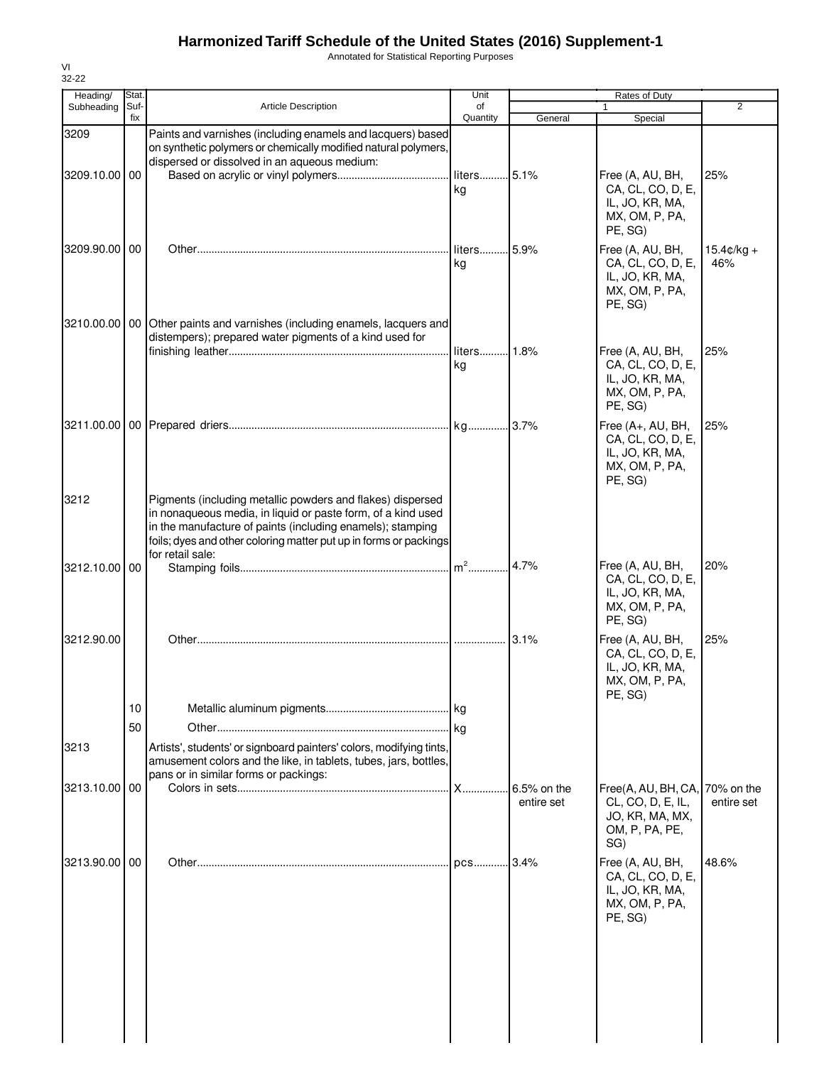# Harmonized Tariff Schedule of the United States (2016) Supplement-1

Annotated for Statistical Reporting Purposes

VI
32-22

| Heading/ Subheading | Stat. Suf-fix | Article Description | Unit of Quantity | Rates of Duty 1 General | Rates of Duty 1 Special | Rates of Duty 2 |
|---|---|---|---|---|---|---|
| 3209 | | Paints and varnishes (including enamels and lacquers) based on synthetic polymers or chemically modified natural polymers, dispersed or dissolved in an aqueous medium: | | | | |
| 3209.10.00 | 00 | Based on acrylic or vinyl polymers | liters kg | 5.1% | Free (A, AU, BH, CA, CL, CO, D, E, IL, JO, KR, MA, MX, OM, P, PA, PE, SG) | 25% |
| 3209.90.00 | 00 | Other | liters kg | 5.9% | Free (A, AU, BH, CA, CL, CO, D, E, IL, JO, KR, MA, MX, OM, P, PA, PE, SG) | 15.4¢/kg + 46% |
| 3210.00.00 | 00 | Other paints and varnishes (including enamels, lacquers and distempers); prepared water pigments of a kind used for finishing leather | liters kg | 1.8% | Free (A, AU, BH, CA, CL, CO, D, E, IL, JO, KR, MA, MX, OM, P, PA, PE, SG) | 25% |
| 3211.00.00 | 00 | Prepared driers | kg | 3.7% | Free (A+, AU, BH, CA, CL, CO, D, E, IL, JO, KR, MA, MX, OM, P, PA, PE, SG) | 25% |
| 3212 | | Pigments (including metallic powders and flakes) dispersed in nonaqueous media, in liquid or paste form, of a kind used in the manufacture of paints (including enamels); stamping foils; dyes and other coloring matter put up in forms or packings for retail sale: | | | | |
| 3212.10.00 | 00 | Stamping foils | $m^2$ | 4.7% | Free (A, AU, BH, CA, CL, CO, D, E, IL, JO, KR, MA, MX, OM, P, PA, PE, SG) | 20% |
| 3212.90.00 | | Other | | 3.1% | Free (A, AU, BH, CA, CL, CO, D, E, IL, JO, KR, MA, MX, OM, P, PA, PE, SG) | 25% |
| | 10 | Metallic aluminum pigments | kg | | | |
| | 50 | Other | kg | | | |
| 3213 | | Artists', students' or signboard painters' colors, modifying tints, amusement colors and the like, in tablets, tubes, jars, bottles, pans or in similar forms or packings: | | | | |
| 3213.10.00 | 00 | Colors in sets | X | 6.5% on the entire set | Free(A, AU, BH, CA, CL, CO, D, E, IL, JO, KR, MA, MX, OM, P, PA, PE, SG) | 70% on the entire set |
| 3213.90.00 | 00 | Other | pcs | 3.4% | Free (A, AU, BH, CA, CL, CO, D, E, IL, JO, KR, MA, MX, OM, P, PA, PE, SG) | 48.6% |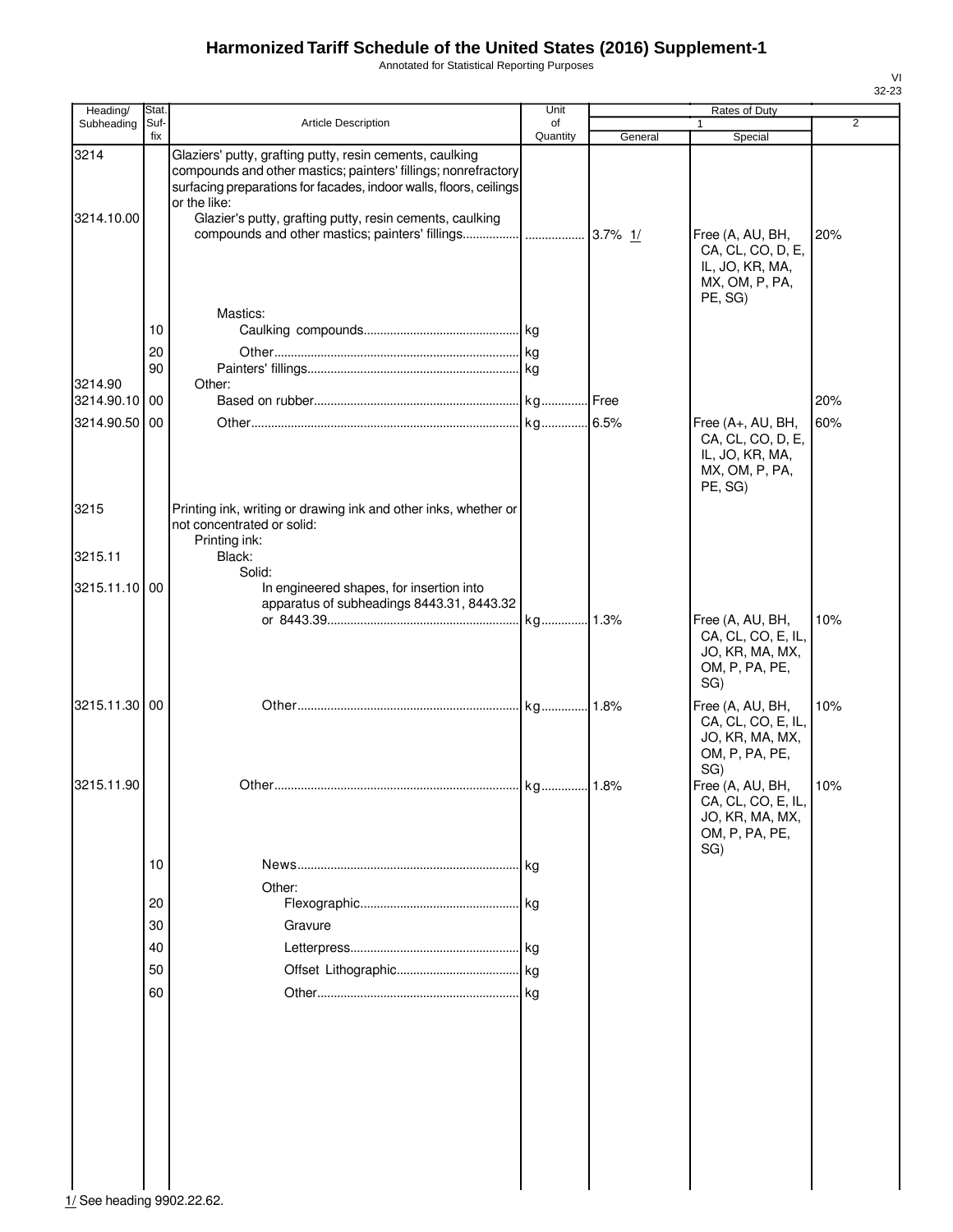# Harmonized Tariff Schedule of the United States (2016) Supplement-1

Annotated for Statistical Reporting Purposes

VI
32-23

| Heading/ Subheading | Stat. Suf- fix | Article Description | Unit of Quantity | Rates of Duty 1 General | Special | 2 |
|---|---|---|---|---|---|---|
| 3214 | | Glaziers' putty, grafting putty, resin cements, caulking compounds and other mastics; painters' fillings; nonrefractory surfacing preparations for facades, indoor walls, floors, ceilings or the like: | | | | |
| 3214.10.00 | | Glazier's putty, grafting putty, resin cements, caulking compounds and other mastics; painters' fillings | ................. | 3.7% 1/ | Free (A, AU, BH, CA, CL, CO, D, E, IL, JO, KR, MA, MX, OM, P, PA, PE, SG) | 20% |
| | | Mastics: | | | | |
| | 10 | Caulking compounds | kg | | | |
| | 20 | Other | kg | | | |
| | 90 | Painters' fillings | kg | | | |
| 3214.90 | | Other: | | | | |
| 3214.90.10 | 00 | Based on rubber | kg | Free | | 20% |
| 3214.90.50 | 00 | Other | kg | 6.5% | Free (A+, AU, BH, CA, CL, CO, D, E, IL, JO, KR, MA, MX, OM, P, PA, PE, SG) | 60% |
| 3215 | | Printing ink, writing or drawing ink and other inks, whether or not concentrated or solid: | | | | |
| | | Printing ink: | | | | |
| 3215.11 | | Black: | | | | |
| | | Solid: | | | | |
| 3215.11.10 | 00 | In engineered shapes, for insertion into apparatus of subheadings 8443.31, 8443.32 or 8443.39 | kg | 1.3% | Free (A, AU, BH, CA, CL, CO, E, IL, JO, KR, MA, MX, OM, P, PA, PE, SG) | 10% |
| 3215.11.30 | 00 | Other | kg | 1.8% | Free (A, AU, BH, CA, CL, CO, E, IL, JO, KR, MA, MX, OM, P, PA, PE, SG) | 10% |
| 3215.11.90 | | Other | kg | 1.8% | Free (A, AU, BH, CA, CL, CO, E, IL, JO, KR, MA, MX, OM, P, PA, PE, SG) | 10% |
| | 10 | News | kg | | | |
| | | Other: | | | | |
| | 20 | Flexographic | kg | | | |
| | 30 | Gravure | | | | |
| | 40 | Letterpress | kg | | | |
| | 50 | Offset Lithographic | kg | | | |
| | 60 | Other | kg | | | |

1/ See heading 9902.22.62.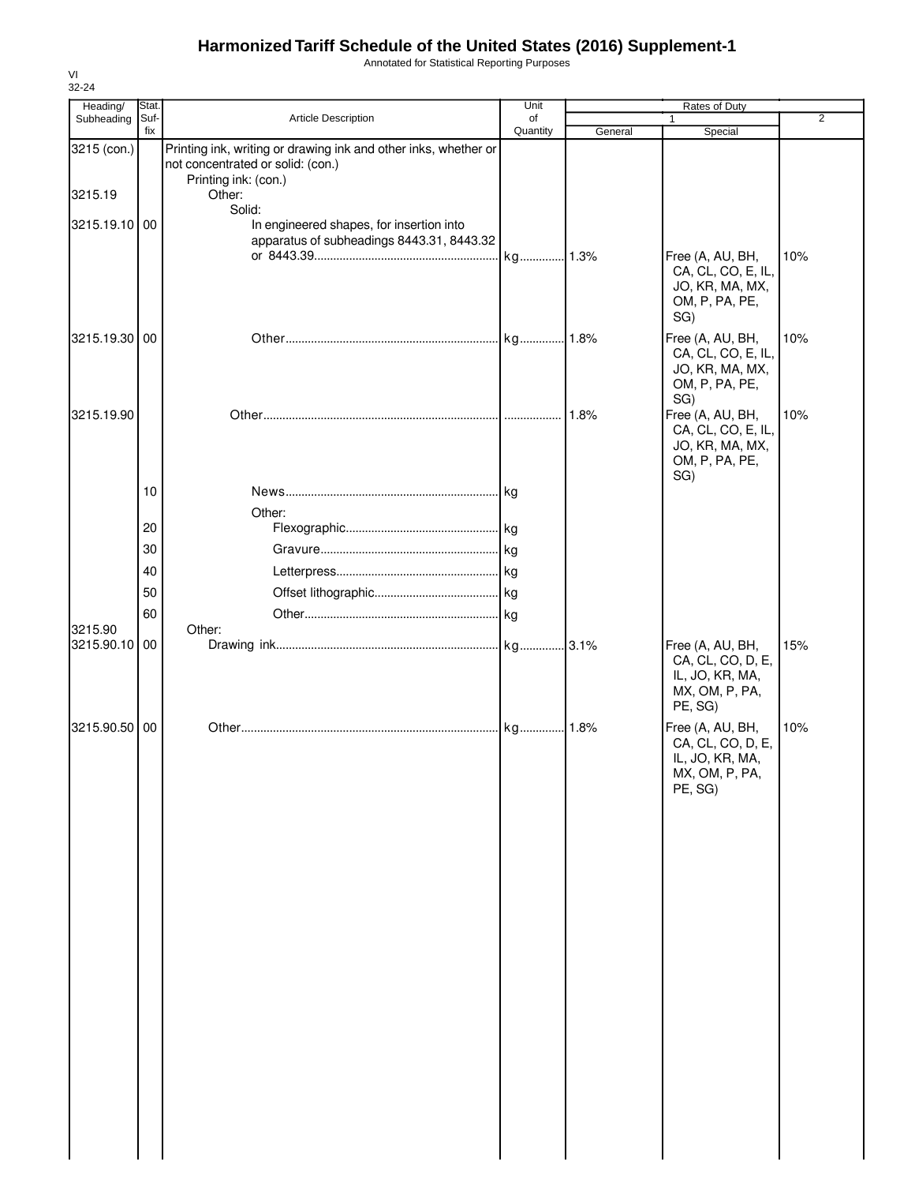# Harmonized Tariff Schedule of the United States (2016) Supplement-1

Annotated for Statistical Reporting Purposes

VI
32-24

| Heading/ Subheading | Stat. Suf- fix | Article Description | Unit of Quantity | Rates of Duty 1 General | Special | 2 |
|---|---|---|---|---|---|---|
| 3215 (con.) | | Printing ink, writing or drawing ink and other inks, whether or not concentrated or solid: (con.) | | | | |
| | | Printing ink: (con.) | | | | |
| 3215.19 | | Other: | | | | |
| | | Solid: | | | | |
| 3215.19.10 | 00 | In engineered shapes, for insertion into apparatus of subheadings 8443.31, 8443.32 or 8443.39 | kg | 1.3% | Free (A, AU, BH, CA, CL, CO, E, IL, JO, KR, MA, MX, OM, P, PA, PE, SG) | 10% |
| 3215.19.30 | 00 | Other | kg | 1.8% | Free (A, AU, BH, CA, CL, CO, E, IL, JO, KR, MA, MX, OM, P, PA, PE, SG) | 10% |
| 3215.19.90 | | Other | | 1.8% | Free (A, AU, BH, CA, CL, CO, E, IL, JO, KR, MA, MX, OM, P, PA, PE, SG) | 10% |
| | 10 | News | kg | | | |
| | | Other: | | | | |
| | 20 | Flexographic | kg | | | |
| | 30 | Gravure | kg | | | |
| | 40 | Letterpress | kg | | | |
| | 50 | Offset lithographic | kg | | | |
| | 60 | Other | kg | | | |
| 3215.90 | | Other: | | | | |
| 3215.90.10 | 00 | Drawing ink | kg | 3.1% | Free (A, AU, BH, CA, CL, CO, D, E, IL, JO, KR, MA, MX, OM, P, PA, PE, SG) | 15% |
| 3215.90.50 | 00 | Other | kg | 1.8% | Free (A, AU, BH, CA, CL, CO, D, E, IL, JO, KR, MA, MX, OM, P, PA, PE, SG) | 10% |